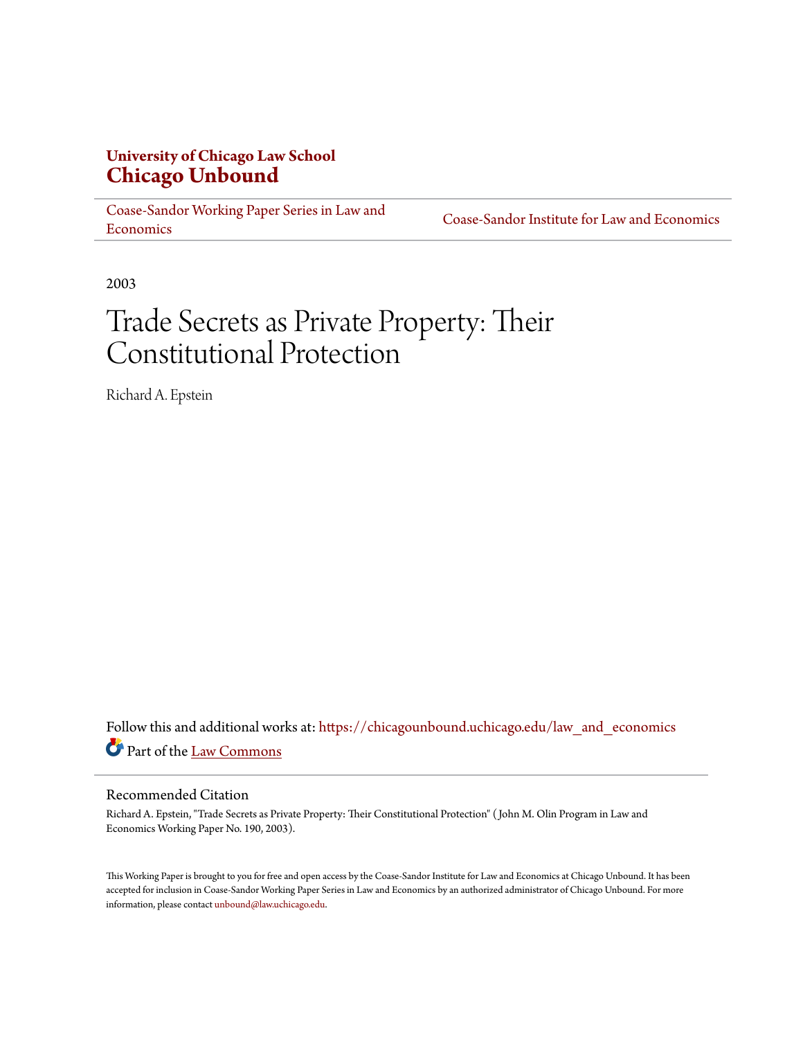University of Chicago Law School
**Chicago Unbound**

Coase-Sandor Working Paper Series in Law and Economics | Coase-Sandor Institute for Law and Economics

2003

# Trade Secrets as Private Property: Their Constitutional Protection

Richard A. Epstein

Follow this and additional works at: https://chicagounbound.uchicago.edu/law_and_economics

Part of the Law Commons

## Recommended Citation

Richard A. Epstein, "Trade Secrets as Private Property: Their Constitutional Protection" ( John M. Olin Program in Law and Economics Working Paper No. 190, 2003).

This Working Paper is brought to you for free and open access by the Coase-Sandor Institute for Law and Economics at Chicago Unbound. It has been accepted for inclusion in Coase-Sandor Working Paper Series in Law and Economics by an authorized administrator of Chicago Unbound. For more information, please contact unbound@law.uchicago.edu.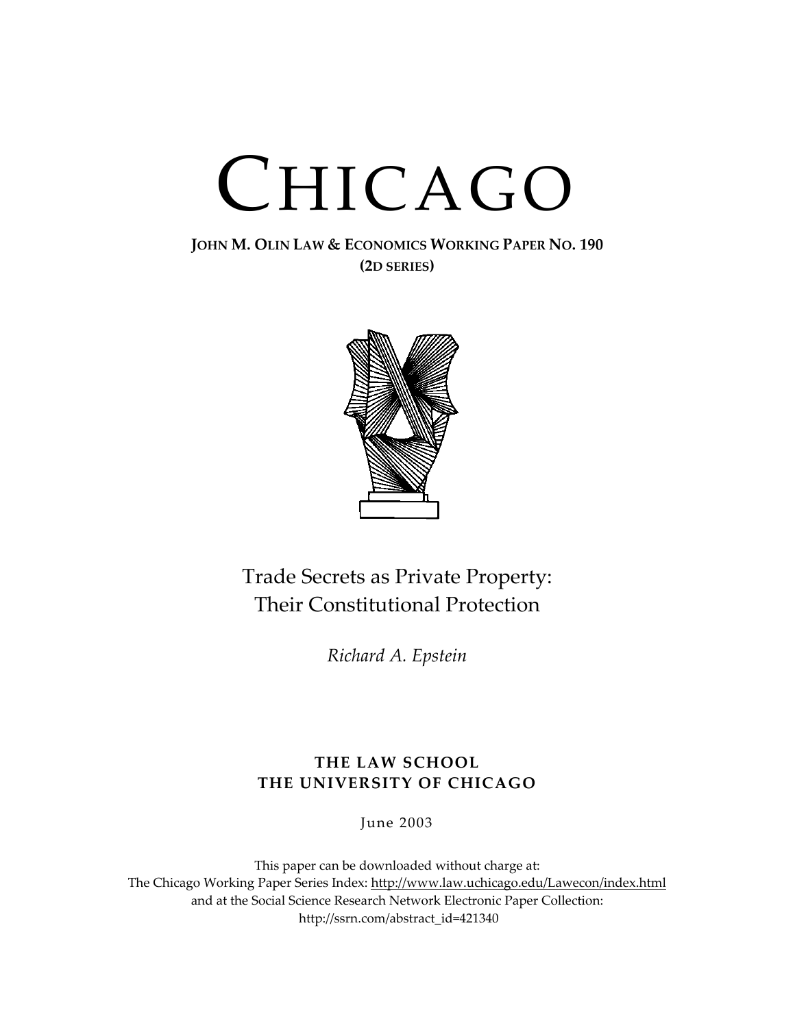# CHICAGO

**JOHN M. OLIN LAW & ECONOMICS WORKING PAPER NO. 190**
**(2D SERIES)**

Trade Secrets as Private Property:
Their Constitutional Protection

*Richard A. Epstein*

**THE LAW SCHOOL**
**THE UNIVERSITY OF CHICAGO**

June 2003

This paper can be downloaded without charge at:
The Chicago Working Paper Series Index: http://www.law.uchicago.edu/Lawecon/index.html
and at the Social Science Research Network Electronic Paper Collection:
http://ssrn.com/abstract_id=421340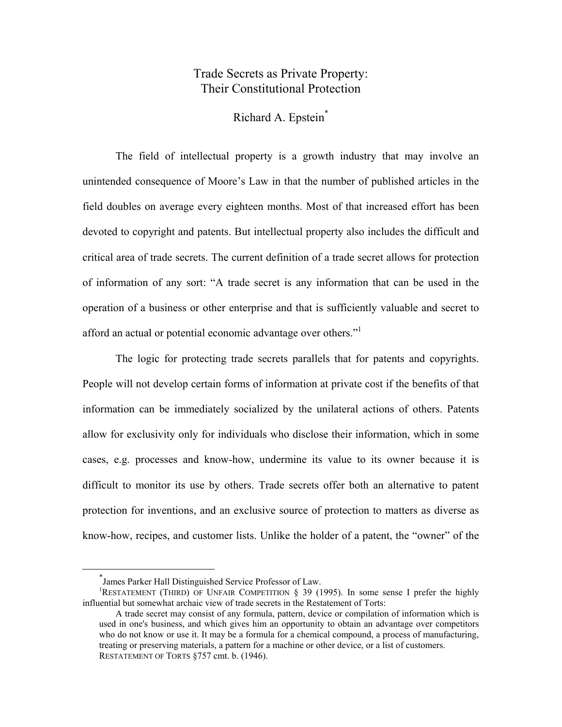# Trade Secrets as Private Property: Their Constitutional Protection

Richard A. Epstein*

The field of intellectual property is a growth industry that may involve an unintended consequence of Moore's Law in that the number of published articles in the field doubles on average every eighteen months. Most of that increased effort has been devoted to copyright and patents. But intellectual property also includes the difficult and critical area of trade secrets. The current definition of a trade secret allows for protection of information of any sort: "A trade secret is any information that can be used in the operation of a business or other enterprise and that is sufficiently valuable and secret to afford an actual or potential economic advantage over others."[1]

The logic for protecting trade secrets parallels that for patents and copyrights. People will not develop certain forms of information at private cost if the benefits of that information can be immediately socialized by the unilateral actions of others. Patents allow for exclusivity only for individuals who disclose their information, which in some cases, e.g. processes and know-how, undermine its value to its owner because it is difficult to monitor its use by others. Trade secrets offer both an alternative to patent protection for inventions, and an exclusive source of protection to matters as diverse as know-how, recipes, and customer lists. Unlike the holder of a patent, the "owner" of the

---

* James Parker Hall Distinguished Service Professor of Law.

[1] RESTATEMENT (THIRD) OF UNFAIR COMPETITION § 39 (1995). In some sense I prefer the highly influential but somewhat archaic view of trade secrets in the Restatement of Torts:

> A trade secret may consist of any formula, pattern, device or compilation of information which is used in one's business, and which gives him an opportunity to obtain an advantage over competitors who do not know or use it. It may be a formula for a chemical compound, a process of manufacturing, treating or preserving materials, a pattern for a machine or other device, or a list of customers. RESTATEMENT OF TORTS §757 cmt. b. (1946).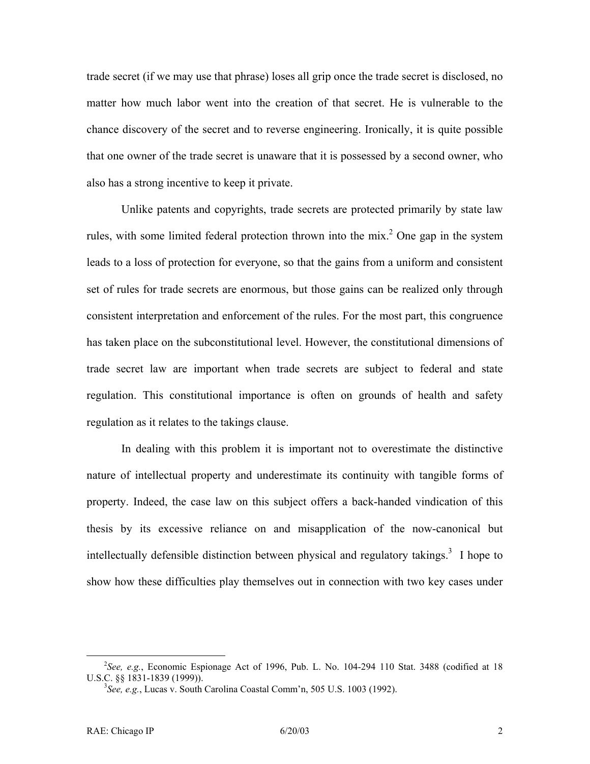trade secret (if we may use that phrase) loses all grip once the trade secret is disclosed, no matter how much labor went into the creation of that secret. He is vulnerable to the chance discovery of the secret and to reverse engineering. Ironically, it is quite possible that one owner of the trade secret is unaware that it is possessed by a second owner, who also has a strong incentive to keep it private.

Unlike patents and copyrights, trade secrets are protected primarily by state law rules, with some limited federal protection thrown into the mix.[2] One gap in the system leads to a loss of protection for everyone, so that the gains from a uniform and consistent set of rules for trade secrets are enormous, but those gains can be realized only through consistent interpretation and enforcement of the rules. For the most part, this congruence has taken place on the subconstitutional level. However, the constitutional dimensions of trade secret law are important when trade secrets are subject to federal and state regulation. This constitutional importance is often on grounds of health and safety regulation as it relates to the takings clause.

In dealing with this problem it is important not to overestimate the distinctive nature of intellectual property and underestimate its continuity with tangible forms of property. Indeed, the case law on this subject offers a back-handed vindication of this thesis by its excessive reliance on and misapplication of the now-canonical but intellectually defensible distinction between physical and regulatory takings.[3] I hope to show how these difficulties play themselves out in connection with two key cases under

---

[2] *See, e.g.*, Economic Espionage Act of 1996, Pub. L. No. 104-294 110 Stat. 3488 (codified at 18 U.S.C. §§ 1831-1839 (1999)).

[3] *See, e.g.*, Lucas v. South Carolina Coastal Comm'n, 505 U.S. 1003 (1992).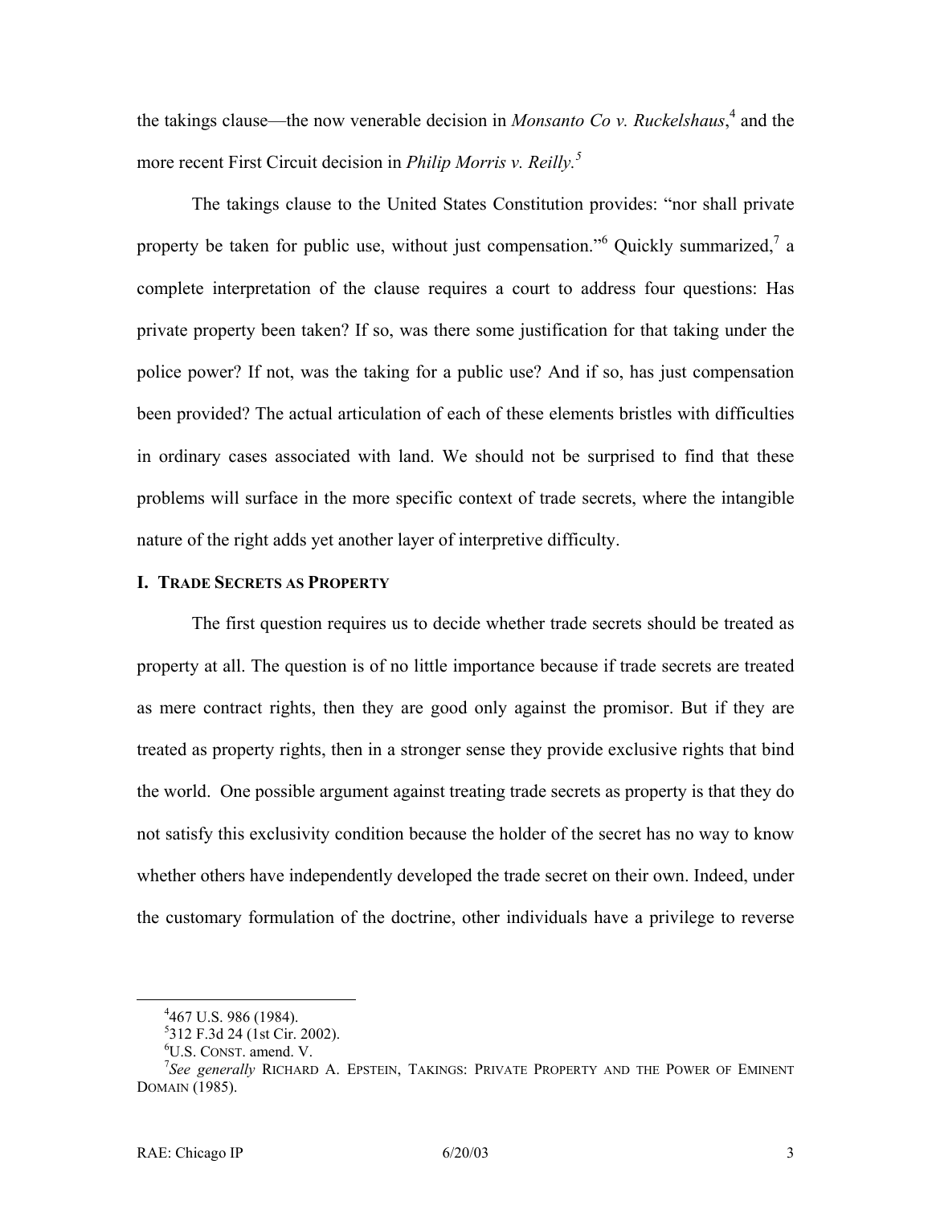the takings clause—the now venerable decision in *Monsanto Co v. Ruckelshaus*,[4] and the more recent First Circuit decision in *Philip Morris v. Reilly.*[5]

The takings clause to the United States Constitution provides: "nor shall private property be taken for public use, without just compensation."[6] Quickly summarized,[7] a complete interpretation of the clause requires a court to address four questions: Has private property been taken? If so, was there some justification for that taking under the police power? If not, was the taking for a public use? And if so, has just compensation been provided? The actual articulation of each of these elements bristles with difficulties in ordinary cases associated with land. We should not be surprised to find that these problems will surface in the more specific context of trade secrets, where the intangible nature of the right adds yet another layer of interpretive difficulty.

## I. TRADE SECRETS AS PROPERTY

The first question requires us to decide whether trade secrets should be treated as property at all. The question is of no little importance because if trade secrets are treated as mere contract rights, then they are good only against the promisor. But if they are treated as property rights, then in a stronger sense they provide exclusive rights that bind the world. One possible argument against treating trade secrets as property is that they do not satisfy this exclusivity condition because the holder of the secret has no way to know whether others have independently developed the trade secret on their own. Indeed, under the customary formulation of the doctrine, other individuals have a privilege to reverse

---

[4] 467 U.S. 986 (1984).

[5] 312 F.3d 24 (1st Cir. 2002).

[6] U.S. CONST. amend. V.

[7] *See generally* RICHARD A. EPSTEIN, TAKINGS: PRIVATE PROPERTY AND THE POWER OF EMINENT DOMAIN (1985).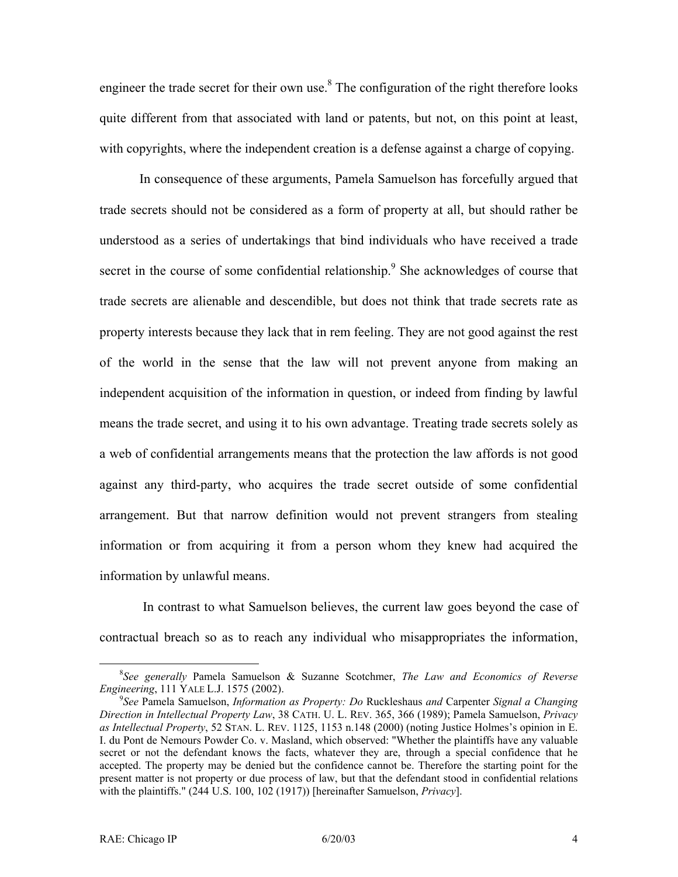engineer the trade secret for their own use.[8] The configuration of the right therefore looks quite different from that associated with land or patents, but not, on this point at least, with copyrights, where the independent creation is a defense against a charge of copying.

In consequence of these arguments, Pamela Samuelson has forcefully argued that trade secrets should not be considered as a form of property at all, but should rather be understood as a series of undertakings that bind individuals who have received a trade secret in the course of some confidential relationship.[9] She acknowledges of course that trade secrets are alienable and descendible, but does not think that trade secrets rate as property interests because they lack that in rem feeling. They are not good against the rest of the world in the sense that the law will not prevent anyone from making an independent acquisition of the information in question, or indeed from finding by lawful means the trade secret, and using it to his own advantage. Treating trade secrets solely as a web of confidential arrangements means that the protection the law affords is not good against any third-party, who acquires the trade secret outside of some confidential arrangement. But that narrow definition would not prevent strangers from stealing information or from acquiring it from a person whom they knew had acquired the information by unlawful means.

In contrast to what Samuelson believes, the current law goes beyond the case of contractual breach so as to reach any individual who misappropriates the information,

---

[8] *See generally* Pamela Samuelson & Suzanne Scotchmer, *The Law and Economics of Reverse Engineering*, 111 YALE L.J. 1575 (2002).

[9] *See* Pamela Samuelson, *Information as Property: Do* Ruckleshaus *and* Carpenter *Signal a Changing Direction in Intellectual Property Law*, 38 CATH. U. L. REV. 365, 366 (1989); Pamela Samuelson, *Privacy as Intellectual Property*, 52 STAN. L. REV. 1125, 1153 n.148 (2000) (noting Justice Holmes's opinion in E. I. du Pont de Nemours Powder Co. v. Masland, which observed: "Whether the plaintiffs have any valuable secret or not the defendant knows the facts, whatever they are, through a special confidence that he accepted. The property may be denied but the confidence cannot be. Therefore the starting point for the present matter is not property or due process of law, but that the defendant stood in confidential relations with the plaintiffs." (244 U.S. 100, 102 (1917)) [hereinafter Samuelson, *Privacy*].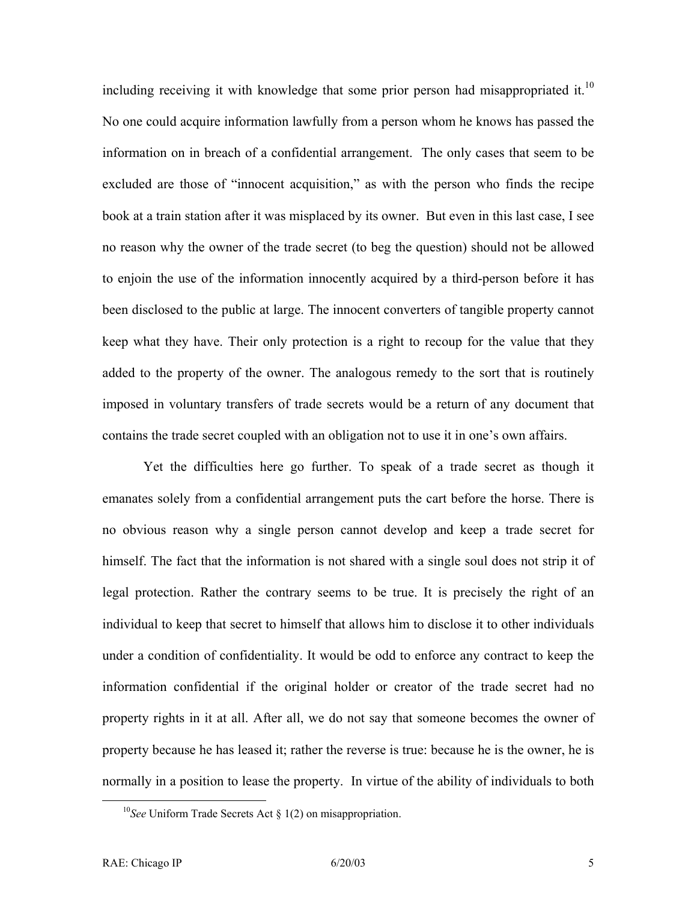including receiving it with knowledge that some prior person had misappropriated it.[10] No one could acquire information lawfully from a person whom he knows has passed the information on in breach of a confidential arrangement. The only cases that seem to be excluded are those of "innocent acquisition," as with the person who finds the recipe book at a train station after it was misplaced by its owner. But even in this last case, I see no reason why the owner of the trade secret (to beg the question) should not be allowed to enjoin the use of the information innocently acquired by a third-person before it has been disclosed to the public at large. The innocent converters of tangible property cannot keep what they have. Their only protection is a right to recoup for the value that they added to the property of the owner. The analogous remedy to the sort that is routinely imposed in voluntary transfers of trade secrets would be a return of any document that contains the trade secret coupled with an obligation not to use it in one's own affairs.

Yet the difficulties here go further. To speak of a trade secret as though it emanates solely from a confidential arrangement puts the cart before the horse. There is no obvious reason why a single person cannot develop and keep a trade secret for himself. The fact that the information is not shared with a single soul does not strip it of legal protection. Rather the contrary seems to be true. It is precisely the right of an individual to keep that secret to himself that allows him to disclose it to other individuals under a condition of confidentiality. It would be odd to enforce any contract to keep the information confidential if the original holder or creator of the trade secret had no property rights in it at all. After all, we do not say that someone becomes the owner of property because he has leased it; rather the reverse is true: because he is the owner, he is normally in a position to lease the property. In virtue of the ability of individuals to both

[10] *See* Uniform Trade Secrets Act § 1(2) on misappropriation.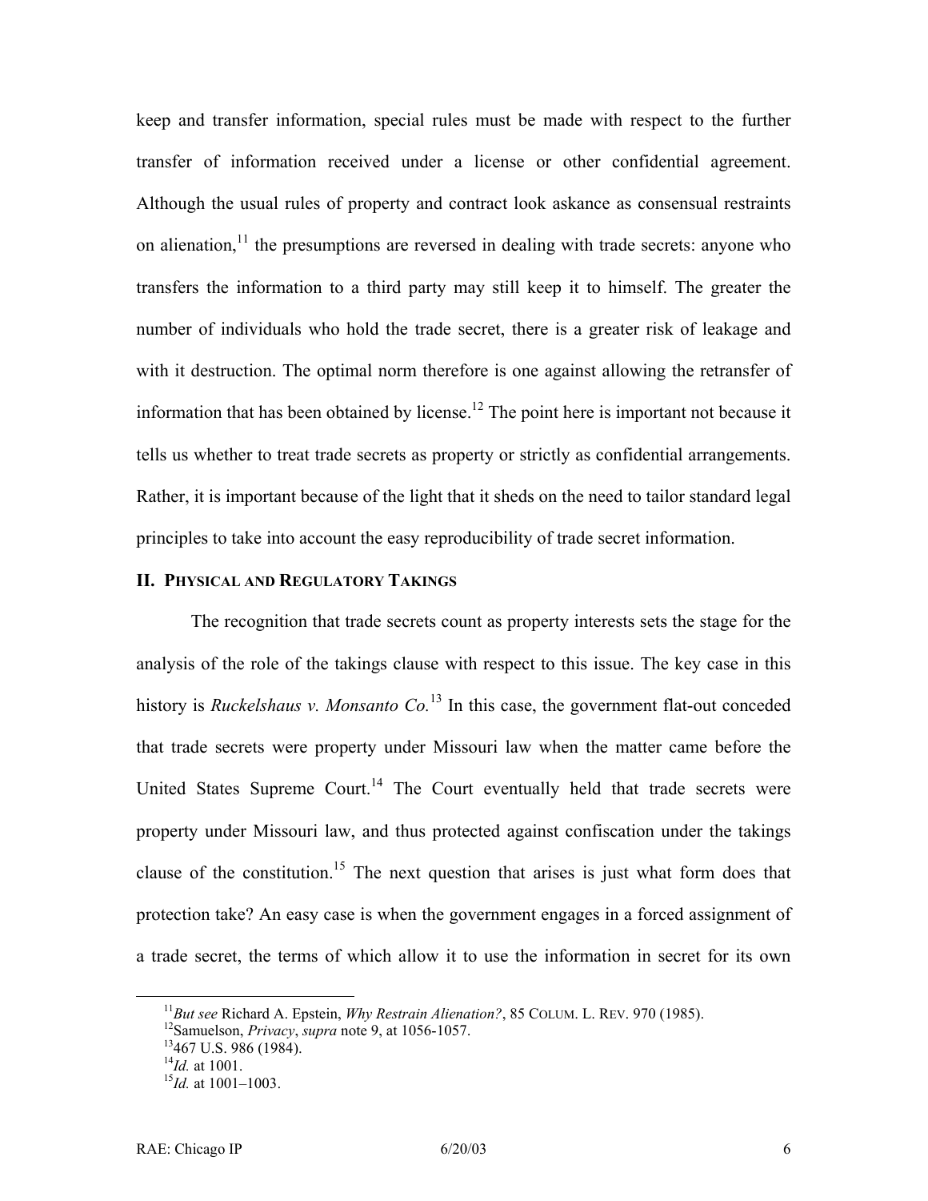keep and transfer information, special rules must be made with respect to the further transfer of information received under a license or other confidential agreement. Although the usual rules of property and contract look askance as consensual restraints on alienation,[11] the presumptions are reversed in dealing with trade secrets: anyone who transfers the information to a third party may still keep it to himself. The greater the number of individuals who hold the trade secret, there is a greater risk of leakage and with it destruction. The optimal norm therefore is one against allowing the retransfer of information that has been obtained by license.[12] The point here is important not because it tells us whether to treat trade secrets as property or strictly as confidential arrangements. Rather, it is important because of the light that it sheds on the need to tailor standard legal principles to take into account the easy reproducibility of trade secret information.

## II. Physical and Regulatory Takings

The recognition that trade secrets count as property interests sets the stage for the analysis of the role of the takings clause with respect to this issue. The key case in this history is *Ruckelshaus v. Monsanto Co.*[13] In this case, the government flat-out conceded that trade secrets were property under Missouri law when the matter came before the United States Supreme Court.[14] The Court eventually held that trade secrets were property under Missouri law, and thus protected against confiscation under the takings clause of the constitution.[15] The next question that arises is just what form does that protection take? An easy case is when the government engages in a forced assignment of a trade secret, the terms of which allow it to use the information in secret for its own

---

[11] *But see* Richard A. Epstein, *Why Restrain Alienation?*, 85 Colum. L. Rev. 970 (1985).

[12] Samuelson, *Privacy*, *supra* note 9, at 1056-1057.

[13] 467 U.S. 986 (1984).

[14] *Id.* at 1001.

[15] *Id.* at 1001–1003.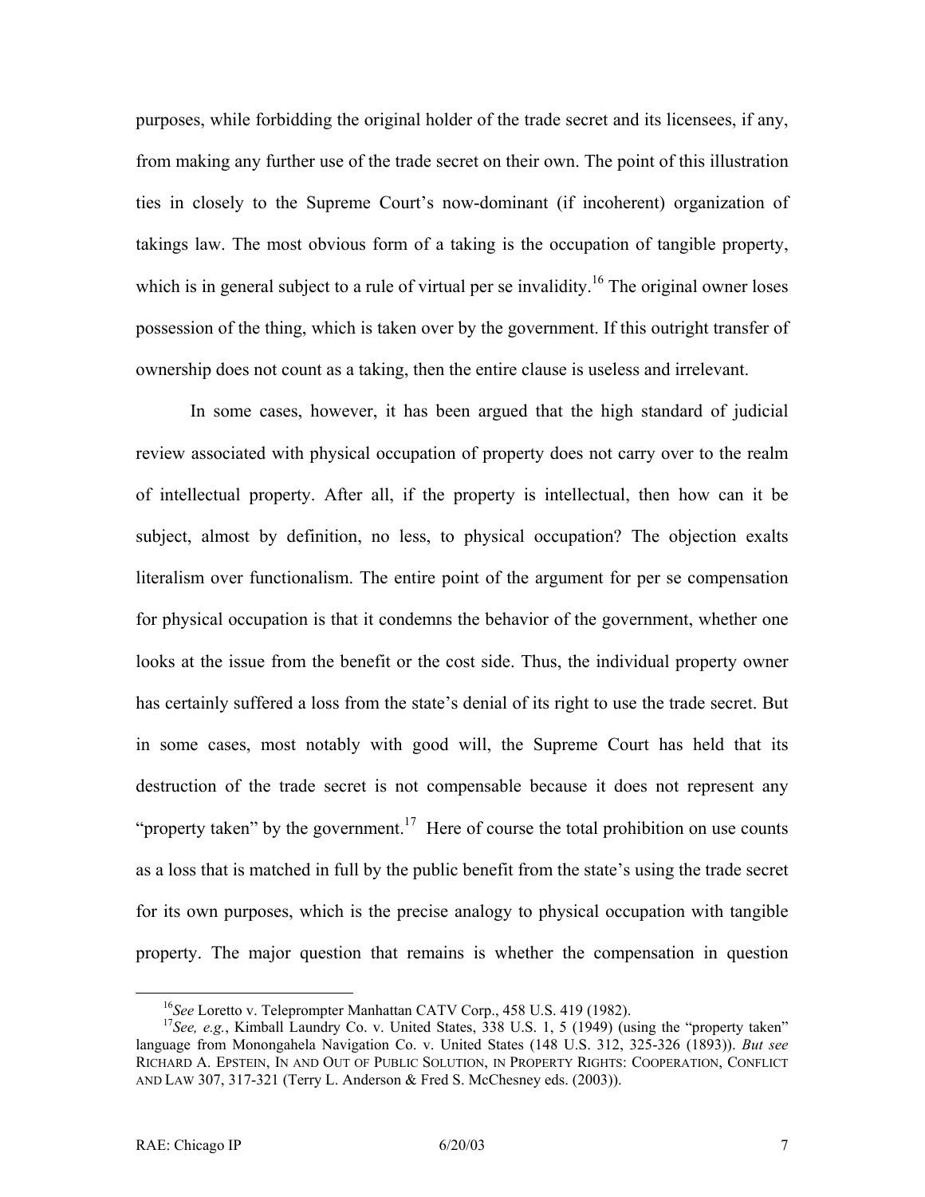purposes, while forbidding the original holder of the trade secret and its licensees, if any, from making any further use of the trade secret on their own. The point of this illustration ties in closely to the Supreme Court's now-dominant (if incoherent) organization of takings law. The most obvious form of a taking is the occupation of tangible property, which is in general subject to a rule of virtual per se invalidity.[16] The original owner loses possession of the thing, which is taken over by the government. If this outright transfer of ownership does not count as a taking, then the entire clause is useless and irrelevant.

In some cases, however, it has been argued that the high standard of judicial review associated with physical occupation of property does not carry over to the realm of intellectual property. After all, if the property is intellectual, then how can it be subject, almost by definition, no less, to physical occupation? The objection exalts literalism over functionalism. The entire point of the argument for per se compensation for physical occupation is that it condemns the behavior of the government, whether one looks at the issue from the benefit or the cost side. Thus, the individual property owner has certainly suffered a loss from the state's denial of its right to use the trade secret. But in some cases, most notably with good will, the Supreme Court has held that its destruction of the trade secret is not compensable because it does not represent any "property taken" by the government.[17] Here of course the total prohibition on use counts as a loss that is matched in full by the public benefit from the state's using the trade secret for its own purposes, which is the precise analogy to physical occupation with tangible property. The major question that remains is whether the compensation in question

---

[16] *See* Loretto v. Teleprompter Manhattan CATV Corp., 458 U.S. 419 (1982).

[17] *See, e.g.*, Kimball Laundry Co. v. United States, 338 U.S. 1, 5 (1949) (using the "property taken" language from Monongahela Navigation Co. v. United States (148 U.S. 312, 325-326 (1893)). *But see* RICHARD A. EPSTEIN, IN AND OUT OF PUBLIC SOLUTION, IN PROPERTY RIGHTS: COOPERATION, CONFLICT AND LAW 307, 317-321 (Terry L. Anderson & Fred S. McChesney eds. (2003)).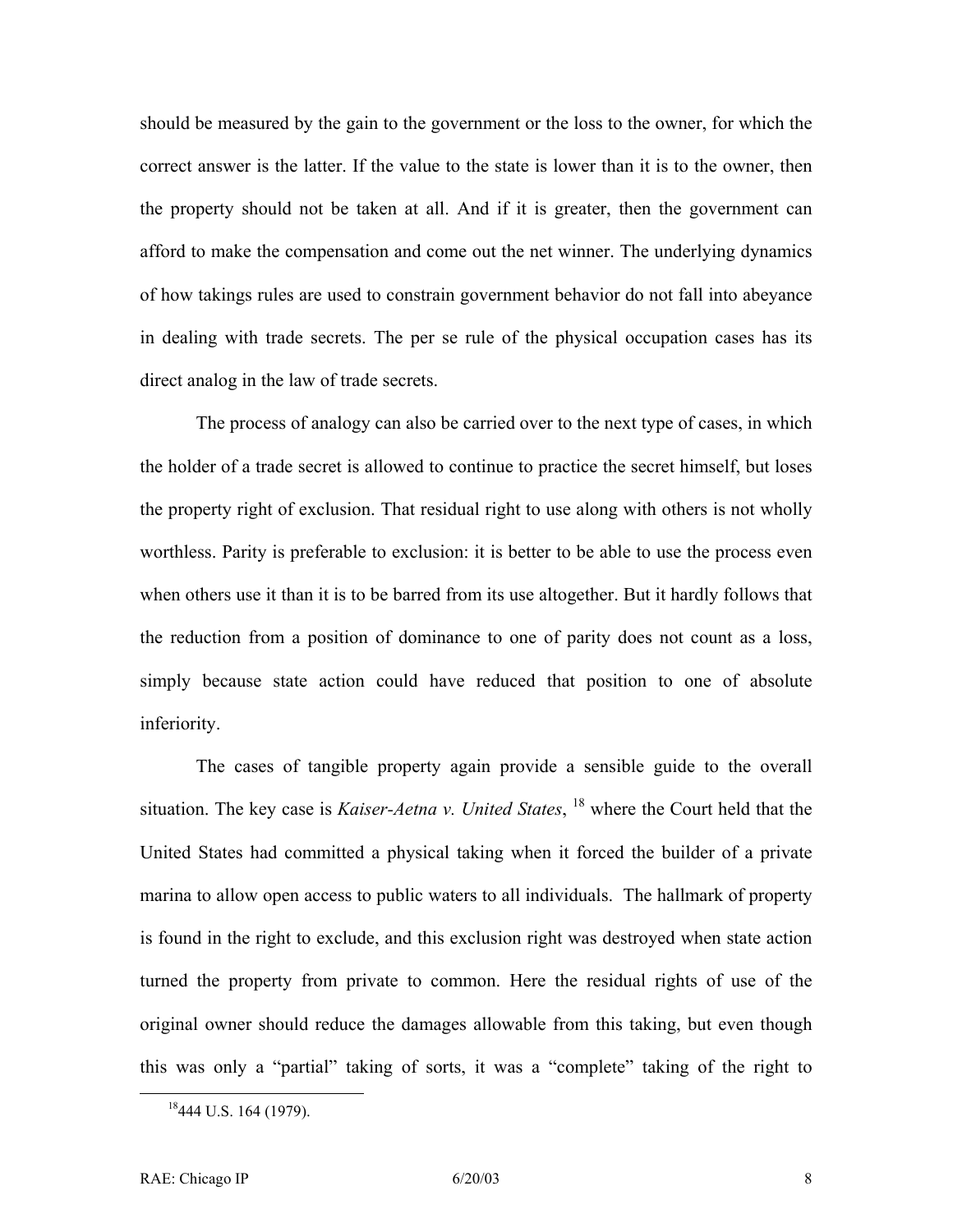should be measured by the gain to the government or the loss to the owner, for which the correct answer is the latter. If the value to the state is lower than it is to the owner, then the property should not be taken at all. And if it is greater, then the government can afford to make the compensation and come out the net winner. The underlying dynamics of how takings rules are used to constrain government behavior do not fall into abeyance in dealing with trade secrets. The per se rule of the physical occupation cases has its direct analog in the law of trade secrets.

The process of analogy can also be carried over to the next type of cases, in which the holder of a trade secret is allowed to continue to practice the secret himself, but loses the property right of exclusion. That residual right to use along with others is not wholly worthless. Parity is preferable to exclusion: it is better to be able to use the process even when others use it than it is to be barred from its use altogether. But it hardly follows that the reduction from a position of dominance to one of parity does not count as a loss, simply because state action could have reduced that position to one of absolute inferiority.

The cases of tangible property again provide a sensible guide to the overall situation. The key case is *Kaiser-Aetna v. United States*, [18] where the Court held that the United States had committed a physical taking when it forced the builder of a private marina to allow open access to public waters to all individuals. The hallmark of property is found in the right to exclude, and this exclusion right was destroyed when state action turned the property from private to common. Here the residual rights of use of the original owner should reduce the damages allowable from this taking, but even though this was only a "partial" taking of sorts, it was a "complete" taking of the right to

[18] 444 U.S. 164 (1979).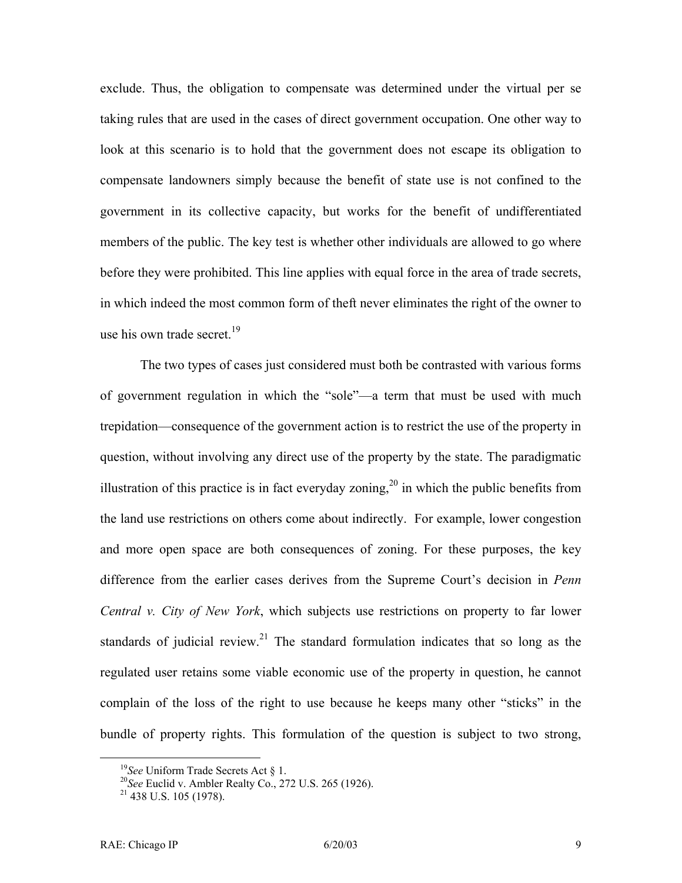exclude. Thus, the obligation to compensate was determined under the virtual per se taking rules that are used in the cases of direct government occupation. One other way to look at this scenario is to hold that the government does not escape its obligation to compensate landowners simply because the benefit of state use is not confined to the government in its collective capacity, but works for the benefit of undifferentiated members of the public. The key test is whether other individuals are allowed to go where before they were prohibited. This line applies with equal force in the area of trade secrets, in which indeed the most common form of theft never eliminates the right of the owner to use his own trade secret.[19]

The two types of cases just considered must both be contrasted with various forms of government regulation in which the "sole"—a term that must be used with much trepidation—consequence of the government action is to restrict the use of the property in question, without involving any direct use of the property by the state. The paradigmatic illustration of this practice is in fact everyday zoning,[20] in which the public benefits from the land use restrictions on others come about indirectly. For example, lower congestion and more open space are both consequences of zoning. For these purposes, the key difference from the earlier cases derives from the Supreme Court's decision in *Penn Central v. City of New York*, which subjects use restrictions on property to far lower standards of judicial review.[21] The standard formulation indicates that so long as the regulated user retains some viable economic use of the property in question, he cannot complain of the loss of the right to use because he keeps many other "sticks" in the bundle of property rights. This formulation of the question is subject to two strong,

---

[19] *See* Uniform Trade Secrets Act § 1.

[20] *See* Euclid v. Ambler Realty Co., 272 U.S. 265 (1926).

[21] 438 U.S. 105 (1978).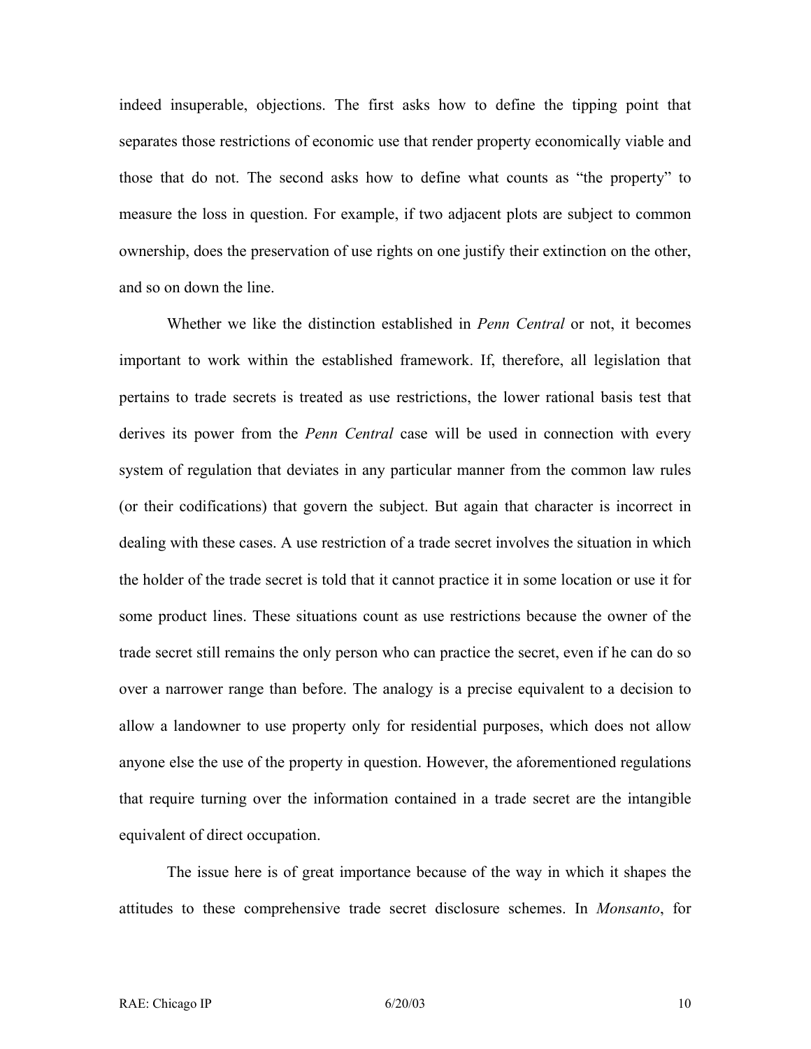indeed insuperable, objections. The first asks how to define the tipping point that separates those restrictions of economic use that render property economically viable and those that do not. The second asks how to define what counts as "the property" to measure the loss in question. For example, if two adjacent plots are subject to common ownership, does the preservation of use rights on one justify their extinction on the other, and so on down the line.

Whether we like the distinction established in *Penn Central* or not, it becomes important to work within the established framework. If, therefore, all legislation that pertains to trade secrets is treated as use restrictions, the lower rational basis test that derives its power from the *Penn Central* case will be used in connection with every system of regulation that deviates in any particular manner from the common law rules (or their codifications) that govern the subject. But again that character is incorrect in dealing with these cases. A use restriction of a trade secret involves the situation in which the holder of the trade secret is told that it cannot practice it in some location or use it for some product lines. These situations count as use restrictions because the owner of the trade secret still remains the only person who can practice the secret, even if he can do so over a narrower range than before. The analogy is a precise equivalent to a decision to allow a landowner to use property only for residential purposes, which does not allow anyone else the use of the property in question. However, the aforementioned regulations that require turning over the information contained in a trade secret are the intangible equivalent of direct occupation.

The issue here is of great importance because of the way in which it shapes the attitudes to these comprehensive trade secret disclosure schemes. In *Monsanto*, for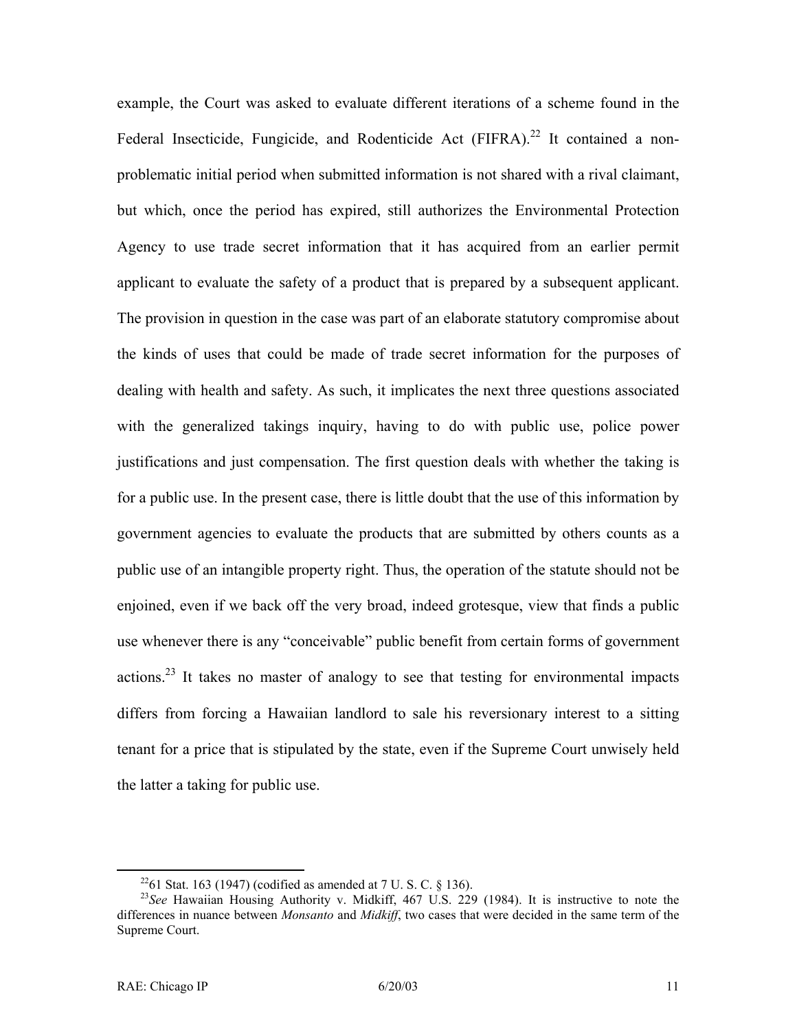example, the Court was asked to evaluate different iterations of a scheme found in the Federal Insecticide, Fungicide, and Rodenticide Act (FIFRA).[22] It contained a non-problematic initial period when submitted information is not shared with a rival claimant, but which, once the period has expired, still authorizes the Environmental Protection Agency to use trade secret information that it has acquired from an earlier permit applicant to evaluate the safety of a product that is prepared by a subsequent applicant. The provision in question in the case was part of an elaborate statutory compromise about the kinds of uses that could be made of trade secret information for the purposes of dealing with health and safety. As such, it implicates the next three questions associated with the generalized takings inquiry, having to do with public use, police power justifications and just compensation. The first question deals with whether the taking is for a public use. In the present case, there is little doubt that the use of this information by government agencies to evaluate the products that are submitted by others counts as a public use of an intangible property right. Thus, the operation of the statute should not be enjoined, even if we back off the very broad, indeed grotesque, view that finds a public use whenever there is any "conceivable" public benefit from certain forms of government actions.[23] It takes no master of analogy to see that testing for environmental impacts differs from forcing a Hawaiian landlord to sale his reversionary interest to a sitting tenant for a price that is stipulated by the state, even if the Supreme Court unwisely held the latter a taking for public use.

---

[22] 61 Stat. 163 (1947) (codified as amended at 7 U. S. C. § 136).

[23] *See* Hawaiian Housing Authority v. Midkiff, 467 U.S. 229 (1984). It is instructive to note the differences in nuance between *Monsanto* and *Midkiff*, two cases that were decided in the same term of the Supreme Court.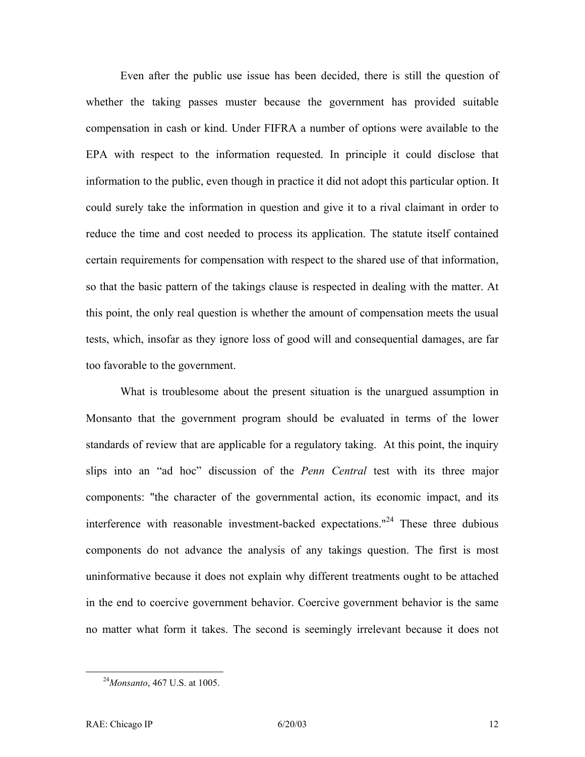Even after the public use issue has been decided, there is still the question of whether the taking passes muster because the government has provided suitable compensation in cash or kind. Under FIFRA a number of options were available to the EPA with respect to the information requested. In principle it could disclose that information to the public, even though in practice it did not adopt this particular option. It could surely take the information in question and give it to a rival claimant in order to reduce the time and cost needed to process its application. The statute itself contained certain requirements for compensation with respect to the shared use of that information, so that the basic pattern of the takings clause is respected in dealing with the matter. At this point, the only real question is whether the amount of compensation meets the usual tests, which, insofar as they ignore loss of good will and consequential damages, are far too favorable to the government.

What is troublesome about the present situation is the unargued assumption in Monsanto that the government program should be evaluated in terms of the lower standards of review that are applicable for a regulatory taking. At this point, the inquiry slips into an "ad hoc" discussion of the *Penn Central* test with its three major components: "the character of the governmental action, its economic impact, and its interference with reasonable investment-backed expectations."[24] These three dubious components do not advance the analysis of any takings question. The first is most uninformative because it does not explain why different treatments ought to be attached in the end to coercive government behavior. Coercive government behavior is the same no matter what form it takes. The second is seemingly irrelevant because it does not

[24] *Monsanto*, 467 U.S. at 1005.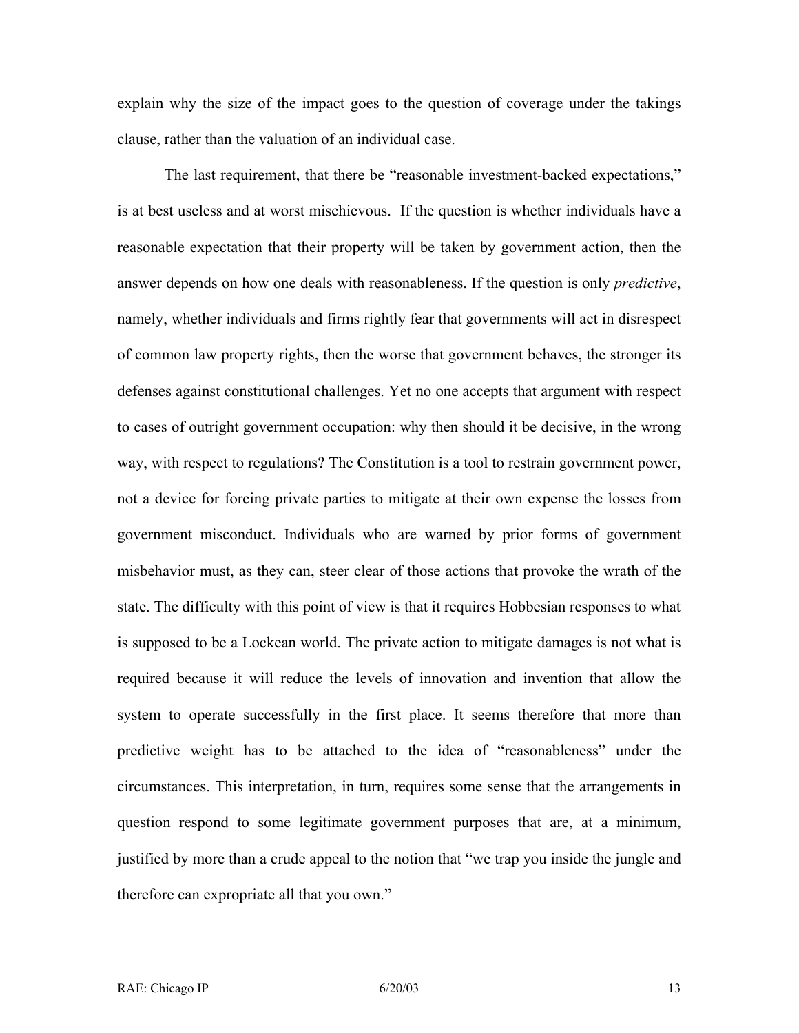explain why the size of the impact goes to the question of coverage under the takings clause, rather than the valuation of an individual case.

The last requirement, that there be "reasonable investment-backed expectations," is at best useless and at worst mischievous. If the question is whether individuals have a reasonable expectation that their property will be taken by government action, then the answer depends on how one deals with reasonableness. If the question is only *predictive*, namely, whether individuals and firms rightly fear that governments will act in disrespect of common law property rights, then the worse that government behaves, the stronger its defenses against constitutional challenges. Yet no one accepts that argument with respect to cases of outright government occupation: why then should it be decisive, in the wrong way, with respect to regulations? The Constitution is a tool to restrain government power, not a device for forcing private parties to mitigate at their own expense the losses from government misconduct. Individuals who are warned by prior forms of government misbehavior must, as they can, steer clear of those actions that provoke the wrath of the state. The difficulty with this point of view is that it requires Hobbesian responses to what is supposed to be a Lockean world. The private action to mitigate damages is not what is required because it will reduce the levels of innovation and invention that allow the system to operate successfully in the first place. It seems therefore that more than predictive weight has to be attached to the idea of "reasonableness" under the circumstances. This interpretation, in turn, requires some sense that the arrangements in question respond to some legitimate government purposes that are, at a minimum, justified by more than a crude appeal to the notion that "we trap you inside the jungle and therefore can expropriate all that you own."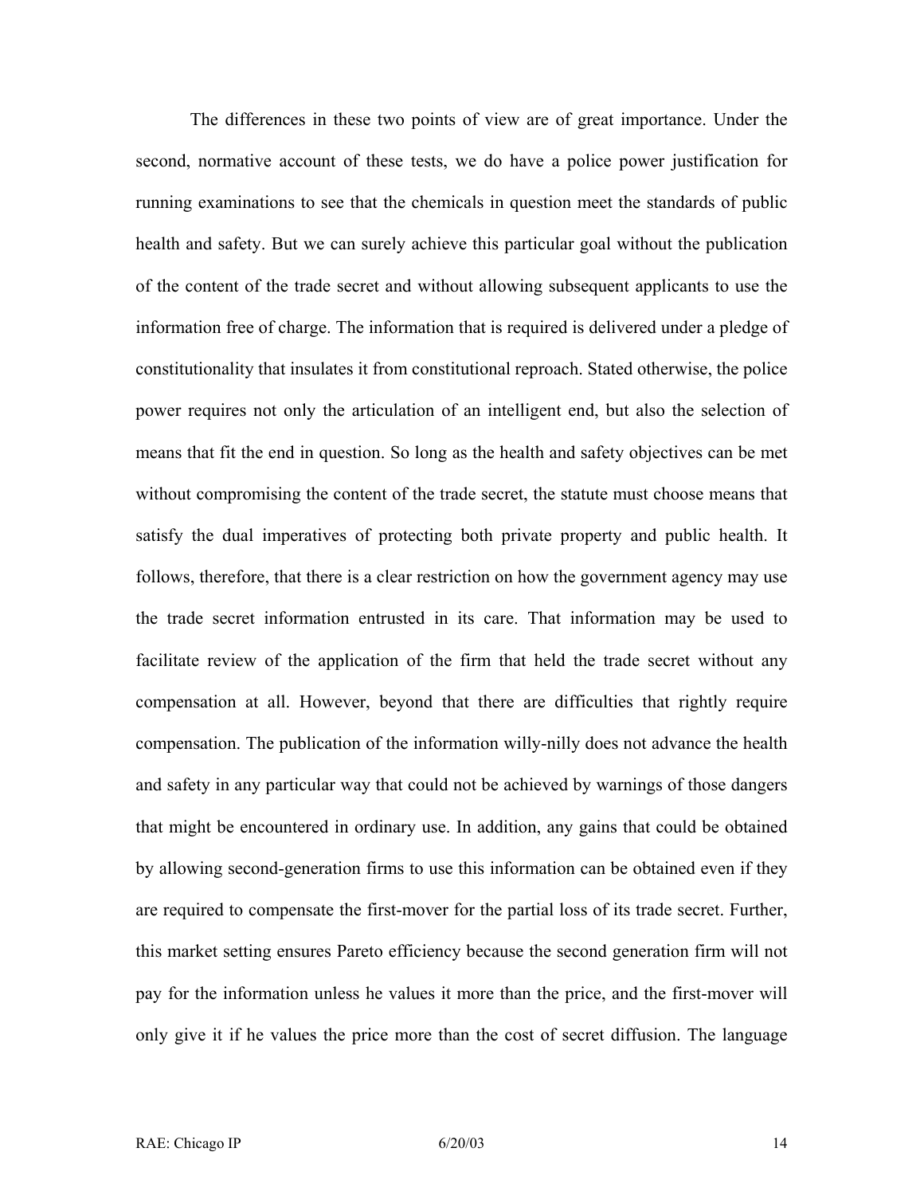The differences in these two points of view are of great importance. Under the second, normative account of these tests, we do have a police power justification for running examinations to see that the chemicals in question meet the standards of public health and safety. But we can surely achieve this particular goal without the publication of the content of the trade secret and without allowing subsequent applicants to use the information free of charge. The information that is required is delivered under a pledge of constitutionality that insulates it from constitutional reproach. Stated otherwise, the police power requires not only the articulation of an intelligent end, but also the selection of means that fit the end in question. So long as the health and safety objectives can be met without compromising the content of the trade secret, the statute must choose means that satisfy the dual imperatives of protecting both private property and public health. It follows, therefore, that there is a clear restriction on how the government agency may use the trade secret information entrusted in its care. That information may be used to facilitate review of the application of the firm that held the trade secret without any compensation at all. However, beyond that there are difficulties that rightly require compensation. The publication of the information willy-nilly does not advance the health and safety in any particular way that could not be achieved by warnings of those dangers that might be encountered in ordinary use. In addition, any gains that could be obtained by allowing second-generation firms to use this information can be obtained even if they are required to compensate the first-mover for the partial loss of its trade secret. Further, this market setting ensures Pareto efficiency because the second generation firm will not pay for the information unless he values it more than the price, and the first-mover will only give it if he values the price more than the cost of secret diffusion. The language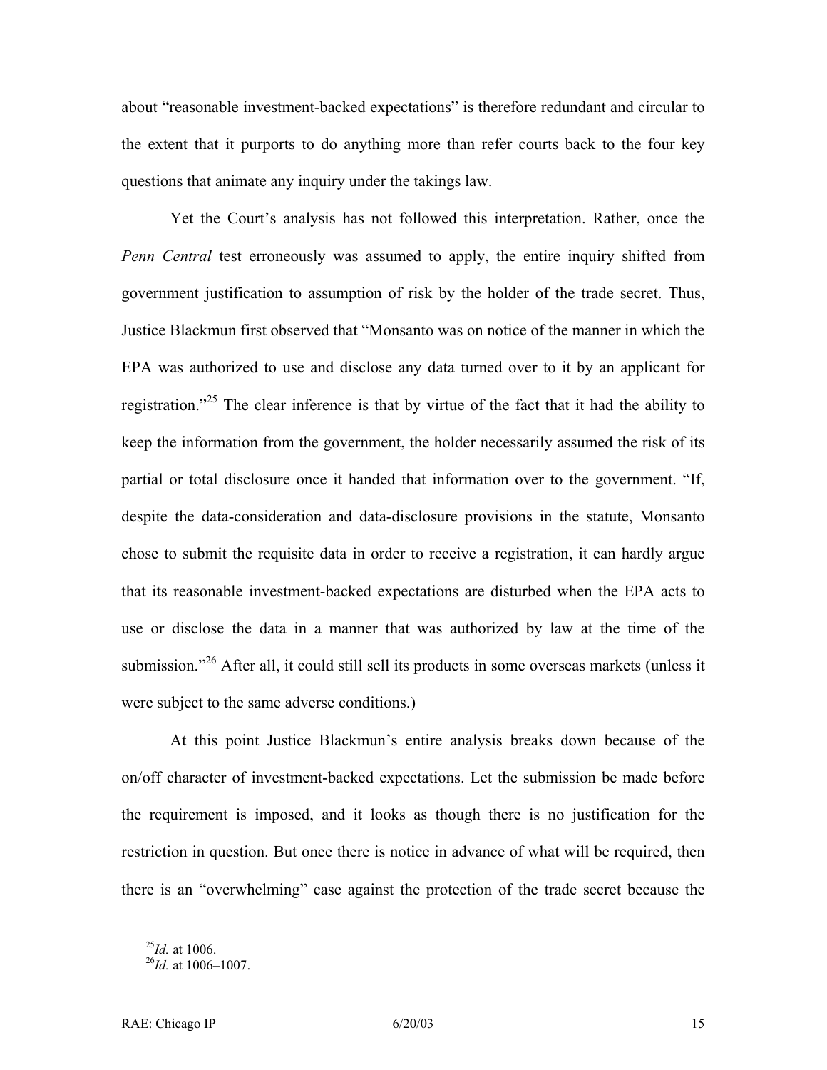about "reasonable investment-backed expectations" is therefore redundant and circular to the extent that it purports to do anything more than refer courts back to the four key questions that animate any inquiry under the takings law.

Yet the Court's analysis has not followed this interpretation. Rather, once the *Penn Central* test erroneously was assumed to apply, the entire inquiry shifted from government justification to assumption of risk by the holder of the trade secret. Thus, Justice Blackmun first observed that "Monsanto was on notice of the manner in which the EPA was authorized to use and disclose any data turned over to it by an applicant for registration."[25] The clear inference is that by virtue of the fact that it had the ability to keep the information from the government, the holder necessarily assumed the risk of its partial or total disclosure once it handed that information over to the government. "If, despite the data-consideration and data-disclosure provisions in the statute, Monsanto chose to submit the requisite data in order to receive a registration, it can hardly argue that its reasonable investment-backed expectations are disturbed when the EPA acts to use or disclose the data in a manner that was authorized by law at the time of the submission."[26] After all, it could still sell its products in some overseas markets (unless it were subject to the same adverse conditions.)

At this point Justice Blackmun's entire analysis breaks down because of the on/off character of investment-backed expectations. Let the submission be made before the requirement is imposed, and it looks as though there is no justification for the restriction in question. But once there is notice in advance of what will be required, then there is an "overwhelming" case against the protection of the trade secret because the

[25] *Id.* at 1006.

[26] *Id.* at 1006–1007.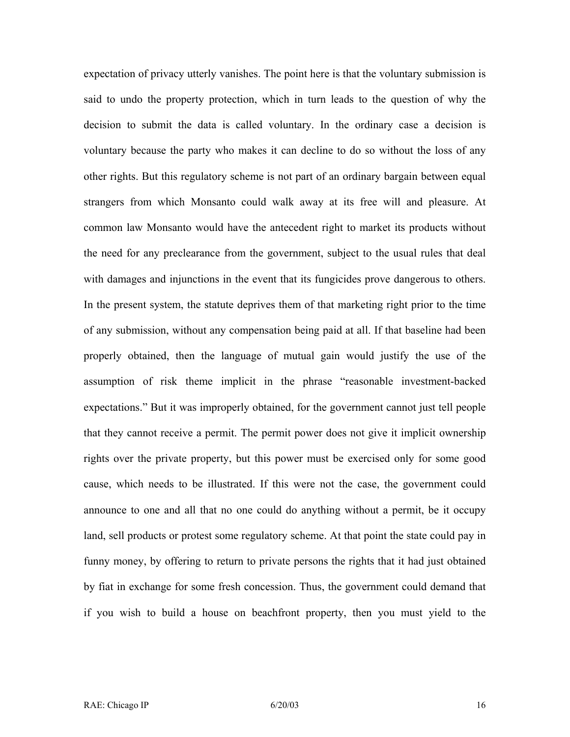expectation of privacy utterly vanishes. The point here is that the voluntary submission is said to undo the property protection, which in turn leads to the question of why the decision to submit the data is called voluntary. In the ordinary case a decision is voluntary because the party who makes it can decline to do so without the loss of any other rights. But this regulatory scheme is not part of an ordinary bargain between equal strangers from which Monsanto could walk away at its free will and pleasure. At common law Monsanto would have the antecedent right to market its products without the need for any preclearance from the government, subject to the usual rules that deal with damages and injunctions in the event that its fungicides prove dangerous to others. In the present system, the statute deprives them of that marketing right prior to the time of any submission, without any compensation being paid at all. If that baseline had been properly obtained, then the language of mutual gain would justify the use of the assumption of risk theme implicit in the phrase "reasonable investment-backed expectations." But it was improperly obtained, for the government cannot just tell people that they cannot receive a permit. The permit power does not give it implicit ownership rights over the private property, but this power must be exercised only for some good cause, which needs to be illustrated. If this were not the case, the government could announce to one and all that no one could do anything without a permit, be it occupy land, sell products or protest some regulatory scheme. At that point the state could pay in funny money, by offering to return to private persons the rights that it had just obtained by fiat in exchange for some fresh concession. Thus, the government could demand that if you wish to build a house on beachfront property, then you must yield to the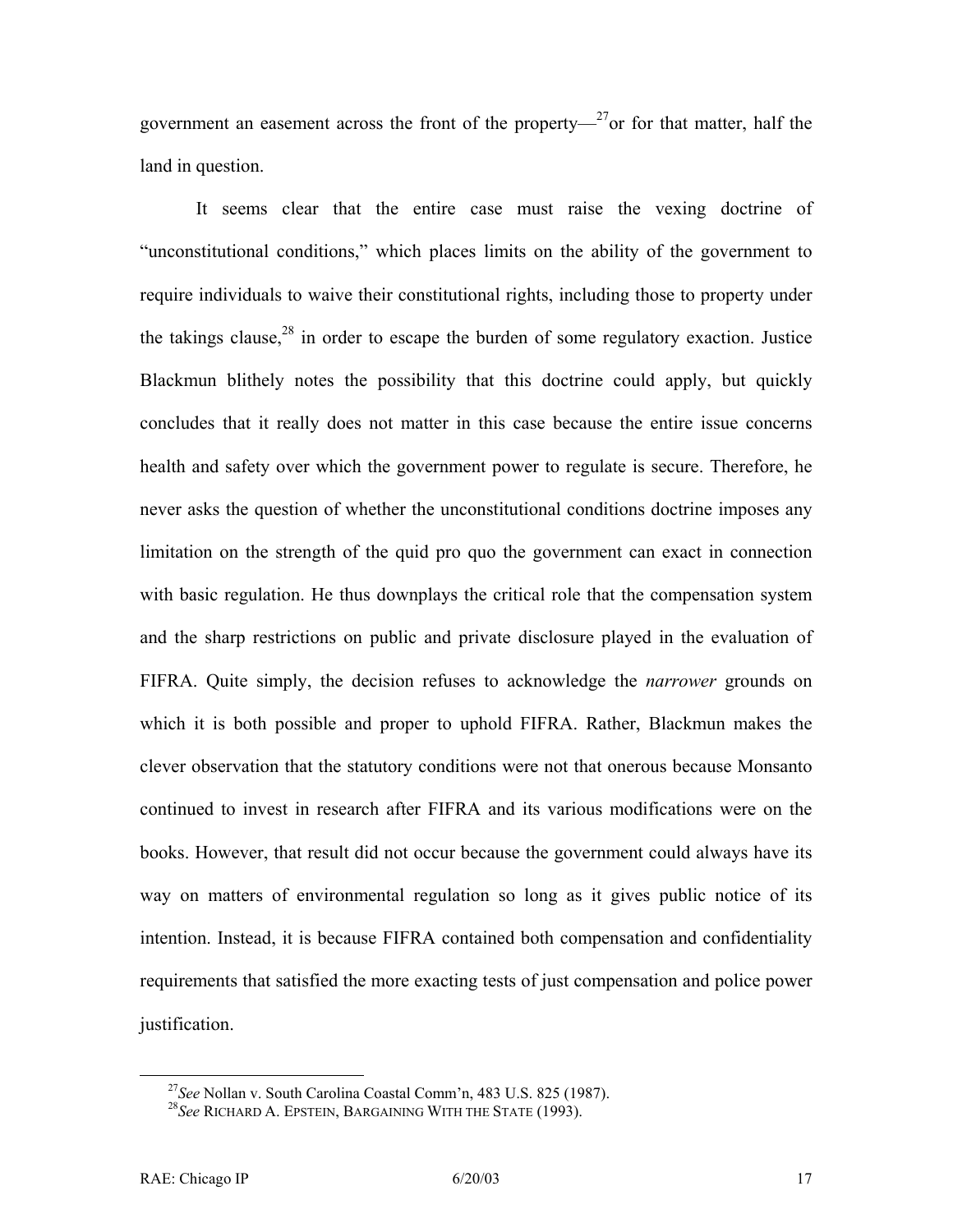government an easement across the front of the property—[27]or for that matter, half the land in question.

It seems clear that the entire case must raise the vexing doctrine of "unconstitutional conditions," which places limits on the ability of the government to require individuals to waive their constitutional rights, including those to property under the takings clause,[28] in order to escape the burden of some regulatory exaction. Justice Blackmun blithely notes the possibility that this doctrine could apply, but quickly concludes that it really does not matter in this case because the entire issue concerns health and safety over which the government power to regulate is secure. Therefore, he never asks the question of whether the unconstitutional conditions doctrine imposes any limitation on the strength of the quid pro quo the government can exact in connection with basic regulation. He thus downplays the critical role that the compensation system and the sharp restrictions on public and private disclosure played in the evaluation of FIFRA. Quite simply, the decision refuses to acknowledge the *narrower* grounds on which it is both possible and proper to uphold FIFRA. Rather, Blackmun makes the clever observation that the statutory conditions were not that onerous because Monsanto continued to invest in research after FIFRA and its various modifications were on the books. However, that result did not occur because the government could always have its way on matters of environmental regulation so long as it gives public notice of its intention. Instead, it is because FIFRA contained both compensation and confidentiality requirements that satisfied the more exacting tests of just compensation and police power justification.

---

[27] *See* Nollan v. South Carolina Coastal Comm'n, 483 U.S. 825 (1987).

[28] *See* RICHARD A. EPSTEIN, BARGAINING WITH THE STATE (1993).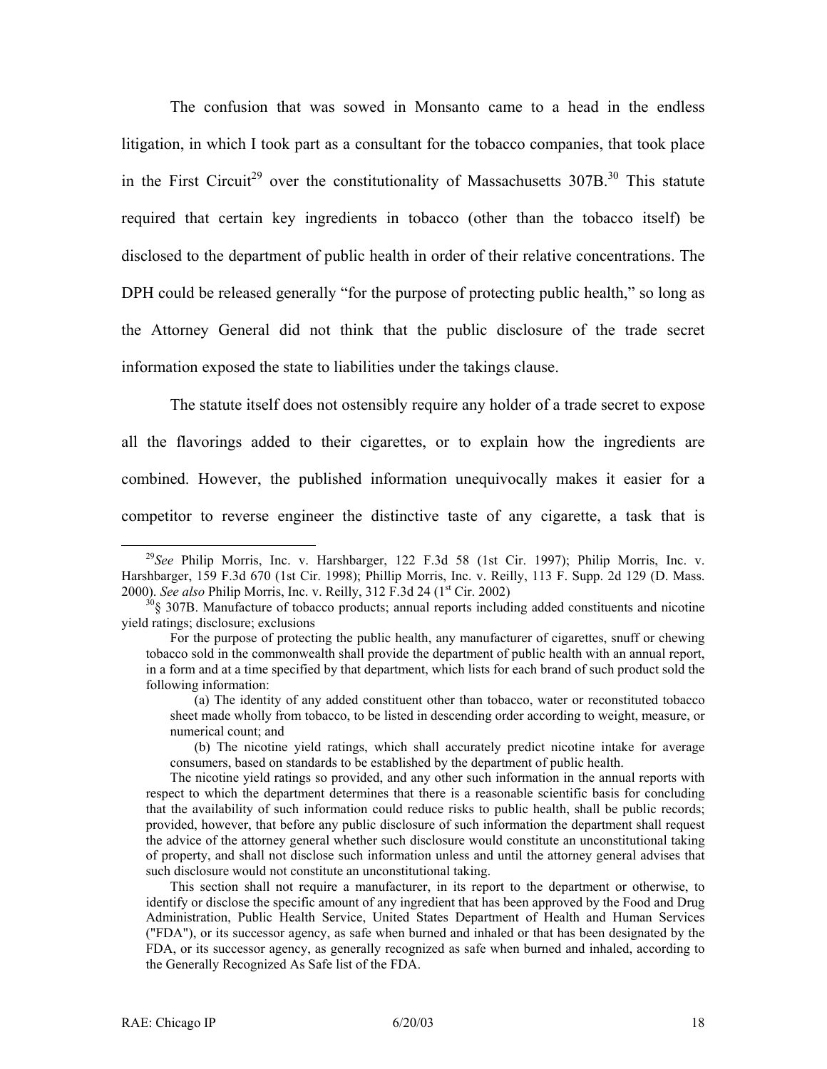The confusion that was sowed in Monsanto came to a head in the endless litigation, in which I took part as a consultant for the tobacco companies, that took place in the First Circuit[29] over the constitutionality of Massachusetts 307B.[30] This statute required that certain key ingredients in tobacco (other than the tobacco itself) be disclosed to the department of public health in order of their relative concentrations. The DPH could be released generally "for the purpose of protecting public health," so long as the Attorney General did not think that the public disclosure of the trade secret information exposed the state to liabilities under the takings clause.

The statute itself does not ostensibly require any holder of a trade secret to expose all the flavorings added to their cigarettes, or to explain how the ingredients are combined. However, the published information unequivocally makes it easier for a competitor to reverse engineer the distinctive taste of any cigarette, a task that is

---

[29] *See* Philip Morris, Inc. v. Harshbarger, 122 F.3d 58 (1st Cir. 1997); Philip Morris, Inc. v. Harshbarger, 159 F.3d 670 (1st Cir. 1998); Phillip Morris, Inc. v. Reilly, 113 F. Supp. 2d 129 (D. Mass. 2000). *See also* Philip Morris, Inc. v. Reilly, 312 F.3d 24 (1st Cir. 2002)

[30] § 307B. Manufacture of tobacco products; annual reports including added constituents and nicotine yield ratings; disclosure; exclusions

> For the purpose of protecting the public health, any manufacturer of cigarettes, snuff or chewing tobacco sold in the commonwealth shall provide the department of public health with an annual report, in a form and at a time specified by that department, which lists for each brand of such product sold the following information:
>
> (a) The identity of any added constituent other than tobacco, water or reconstituted tobacco sheet made wholly from tobacco, to be listed in descending order according to weight, measure, or numerical count; and
>
> (b) The nicotine yield ratings, which shall accurately predict nicotine intake for average consumers, based on standards to be established by the department of public health.
>
> The nicotine yield ratings so provided, and any other such information in the annual reports with respect to which the department determines that there is a reasonable scientific basis for concluding that the availability of such information could reduce risks to public health, shall be public records; provided, however, that before any public disclosure of such information the department shall request the advice of the attorney general whether such disclosure would constitute an unconstitutional taking of property, and shall not disclose such information unless and until the attorney general advises that such disclosure would not constitute an unconstitutional taking.
>
> This section shall not require a manufacturer, in its report to the department or otherwise, to identify or disclose the specific amount of any ingredient that has been approved by the Food and Drug Administration, Public Health Service, United States Department of Health and Human Services ("FDA"), or its successor agency, as safe when burned and inhaled or that has been designated by the FDA, or its successor agency, as generally recognized as safe when burned and inhaled, according to the Generally Recognized As Safe list of the FDA.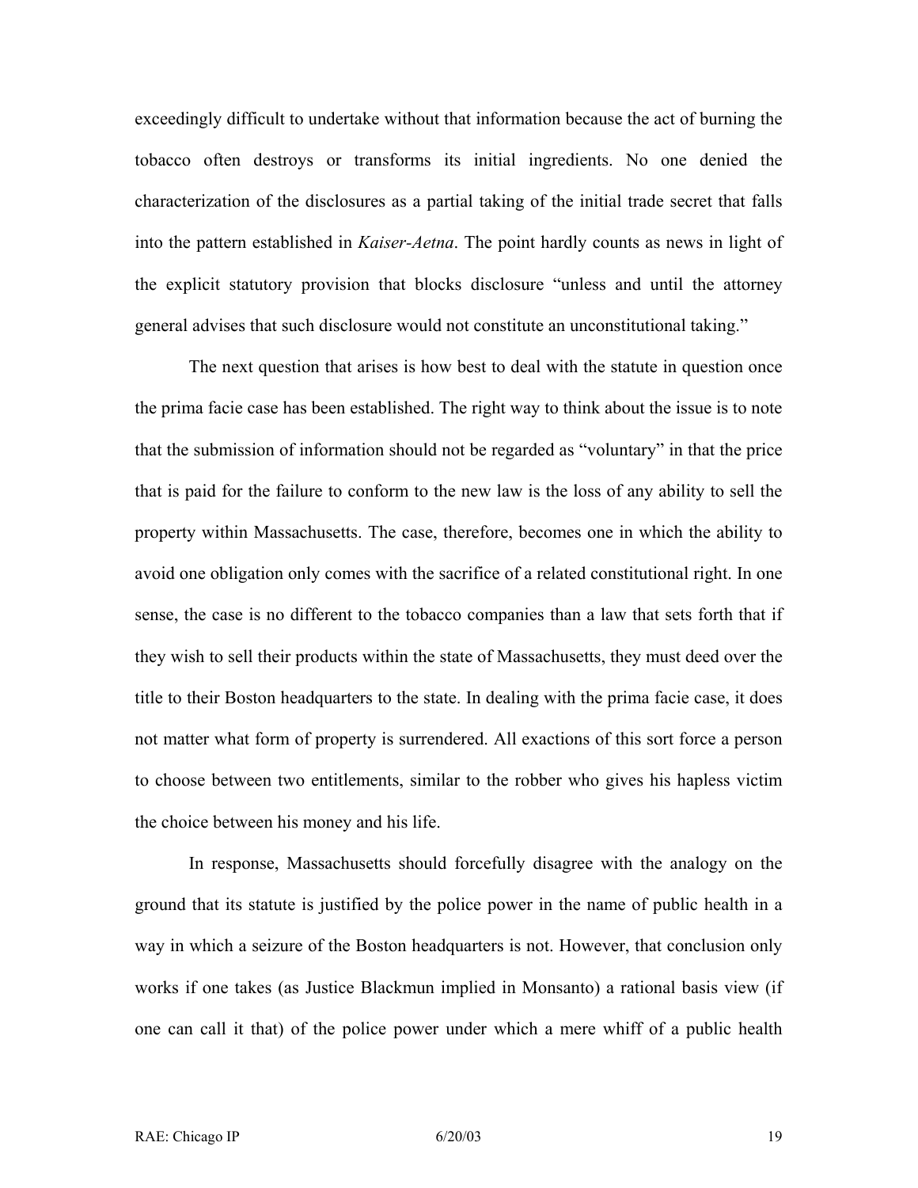exceedingly difficult to undertake without that information because the act of burning the tobacco often destroys or transforms its initial ingredients. No one denied the characterization of the disclosures as a partial taking of the initial trade secret that falls into the pattern established in *Kaiser-Aetna*. The point hardly counts as news in light of the explicit statutory provision that blocks disclosure "unless and until the attorney general advises that such disclosure would not constitute an unconstitutional taking."

The next question that arises is how best to deal with the statute in question once the prima facie case has been established. The right way to think about the issue is to note that the submission of information should not be regarded as "voluntary" in that the price that is paid for the failure to conform to the new law is the loss of any ability to sell the property within Massachusetts. The case, therefore, becomes one in which the ability to avoid one obligation only comes with the sacrifice of a related constitutional right. In one sense, the case is no different to the tobacco companies than a law that sets forth that if they wish to sell their products within the state of Massachusetts, they must deed over the title to their Boston headquarters to the state. In dealing with the prima facie case, it does not matter what form of property is surrendered. All exactions of this sort force a person to choose between two entitlements, similar to the robber who gives his hapless victim the choice between his money and his life.

In response, Massachusetts should forcefully disagree with the analogy on the ground that its statute is justified by the police power in the name of public health in a way in which a seizure of the Boston headquarters is not. However, that conclusion only works if one takes (as Justice Blackmun implied in Monsanto) a rational basis view (if one can call it that) of the police power under which a mere whiff of a public health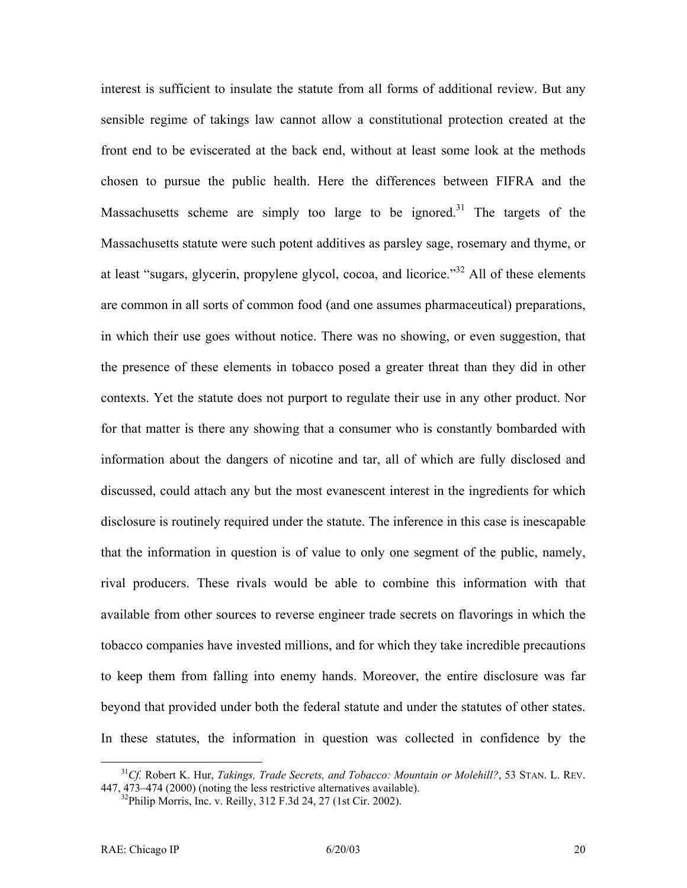interest is sufficient to insulate the statute from all forms of additional review. But any sensible regime of takings law cannot allow a constitutional protection created at the front end to be eviscerated at the back end, without at least some look at the methods chosen to pursue the public health. Here the differences between FIFRA and the Massachusetts scheme are simply too large to be ignored.[31] The targets of the Massachusetts statute were such potent additives as parsley sage, rosemary and thyme, or at least "sugars, glycerin, propylene glycol, cocoa, and licorice."[32] All of these elements are common in all sorts of common food (and one assumes pharmaceutical) preparations, in which their use goes without notice. There was no showing, or even suggestion, that the presence of these elements in tobacco posed a greater threat than they did in other contexts. Yet the statute does not purport to regulate their use in any other product. Nor for that matter is there any showing that a consumer who is constantly bombarded with information about the dangers of nicotine and tar, all of which are fully disclosed and discussed, could attach any but the most evanescent interest in the ingredients for which disclosure is routinely required under the statute. The inference in this case is inescapable that the information in question is of value to only one segment of the public, namely, rival producers. These rivals would be able to combine this information with that available from other sources to reverse engineer trade secrets on flavorings in which the tobacco companies have invested millions, and for which they take incredible precautions to keep them from falling into enemy hands. Moreover, the entire disclosure was far beyond that provided under both the federal statute and under the statutes of other states. In these statutes, the information in question was collected in confidence by the

[31] *Cf.* Robert K. Hur, *Takings, Trade Secrets, and Tobacco: Mountain or Molehill?*, 53 STAN. L. REV. 447, 473–474 (2000) (noting the less restrictive alternatives available).

[32] Philip Morris, Inc. v. Reilly, 312 F.3d 24, 27 (1st Cir. 2002).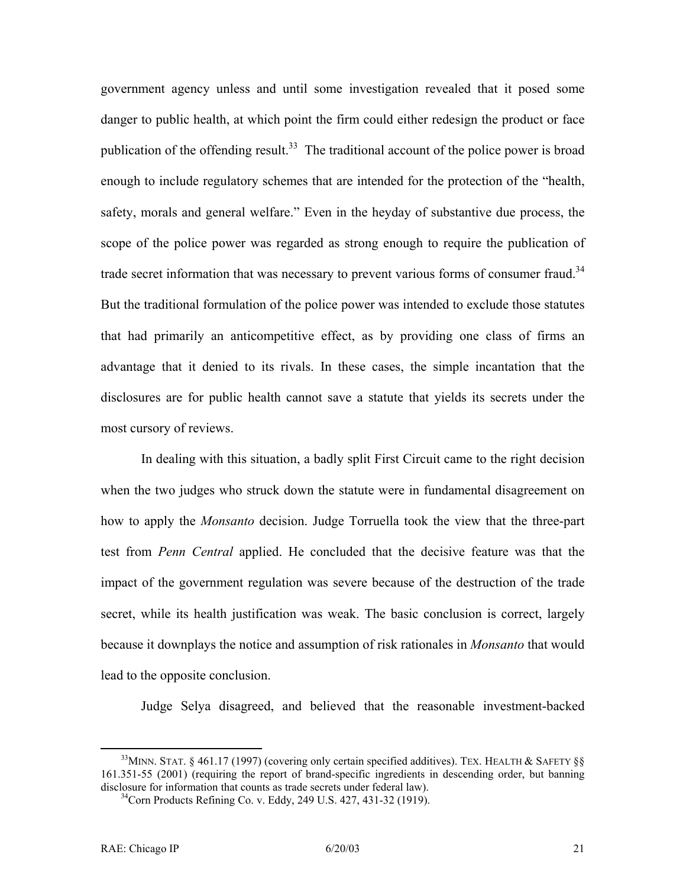government agency unless and until some investigation revealed that it posed some danger to public health, at which point the firm could either redesign the product or face publication of the offending result.[33] The traditional account of the police power is broad enough to include regulatory schemes that are intended for the protection of the "health, safety, morals and general welfare." Even in the heyday of substantive due process, the scope of the police power was regarded as strong enough to require the publication of trade secret information that was necessary to prevent various forms of consumer fraud.[34] But the traditional formulation of the police power was intended to exclude those statutes that had primarily an anticompetitive effect, as by providing one class of firms an advantage that it denied to its rivals. In these cases, the simple incantation that the disclosures are for public health cannot save a statute that yields its secrets under the most cursory of reviews.

In dealing with this situation, a badly split First Circuit came to the right decision when the two judges who struck down the statute were in fundamental disagreement on how to apply the *Monsanto* decision. Judge Torruella took the view that the three-part test from *Penn Central* applied. He concluded that the decisive feature was that the impact of the government regulation was severe because of the destruction of the trade secret, while its health justification was weak. The basic conclusion is correct, largely because it downplays the notice and assumption of risk rationales in *Monsanto* that would lead to the opposite conclusion.

Judge Selya disagreed, and believed that the reasonable investment-backed

---

[33] MINN. STAT. § 461.17 (1997) (covering only certain specified additives). TEX. HEALTH & SAFETY §§ 161.351-55 (2001) (requiring the report of brand-specific ingredients in descending order, but banning disclosure for information that counts as trade secrets under federal law).

[34] Corn Products Refining Co. v. Eddy, 249 U.S. 427, 431-32 (1919).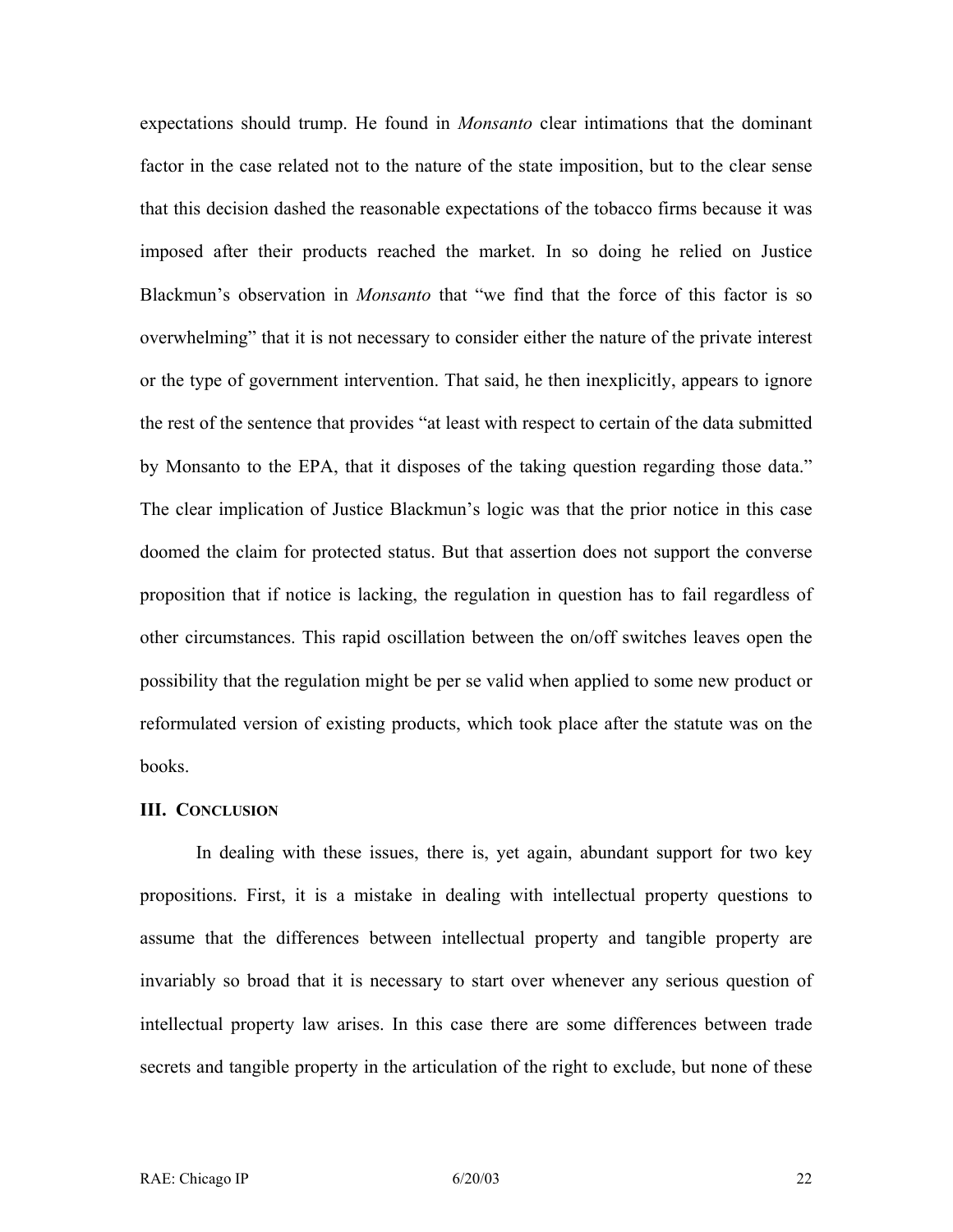expectations should trump. He found in *Monsanto* clear intimations that the dominant factor in the case related not to the nature of the state imposition, but to the clear sense that this decision dashed the reasonable expectations of the tobacco firms because it was imposed after their products reached the market. In so doing he relied on Justice Blackmun's observation in *Monsanto* that "we find that the force of this factor is so overwhelming" that it is not necessary to consider either the nature of the private interest or the type of government intervention. That said, he then inexplicitly, appears to ignore the rest of the sentence that provides "at least with respect to certain of the data submitted by Monsanto to the EPA, that it disposes of the taking question regarding those data." The clear implication of Justice Blackmun's logic was that the prior notice in this case doomed the claim for protected status. But that assertion does not support the converse proposition that if notice is lacking, the regulation in question has to fail regardless of other circumstances. This rapid oscillation between the on/off switches leaves open the possibility that the regulation might be per se valid when applied to some new product or reformulated version of existing products, which took place after the statute was on the books.

## III. CONCLUSION

In dealing with these issues, there is, yet again, abundant support for two key propositions. First, it is a mistake in dealing with intellectual property questions to assume that the differences between intellectual property and tangible property are invariably so broad that it is necessary to start over whenever any serious question of intellectual property law arises. In this case there are some differences between trade secrets and tangible property in the articulation of the right to exclude, but none of these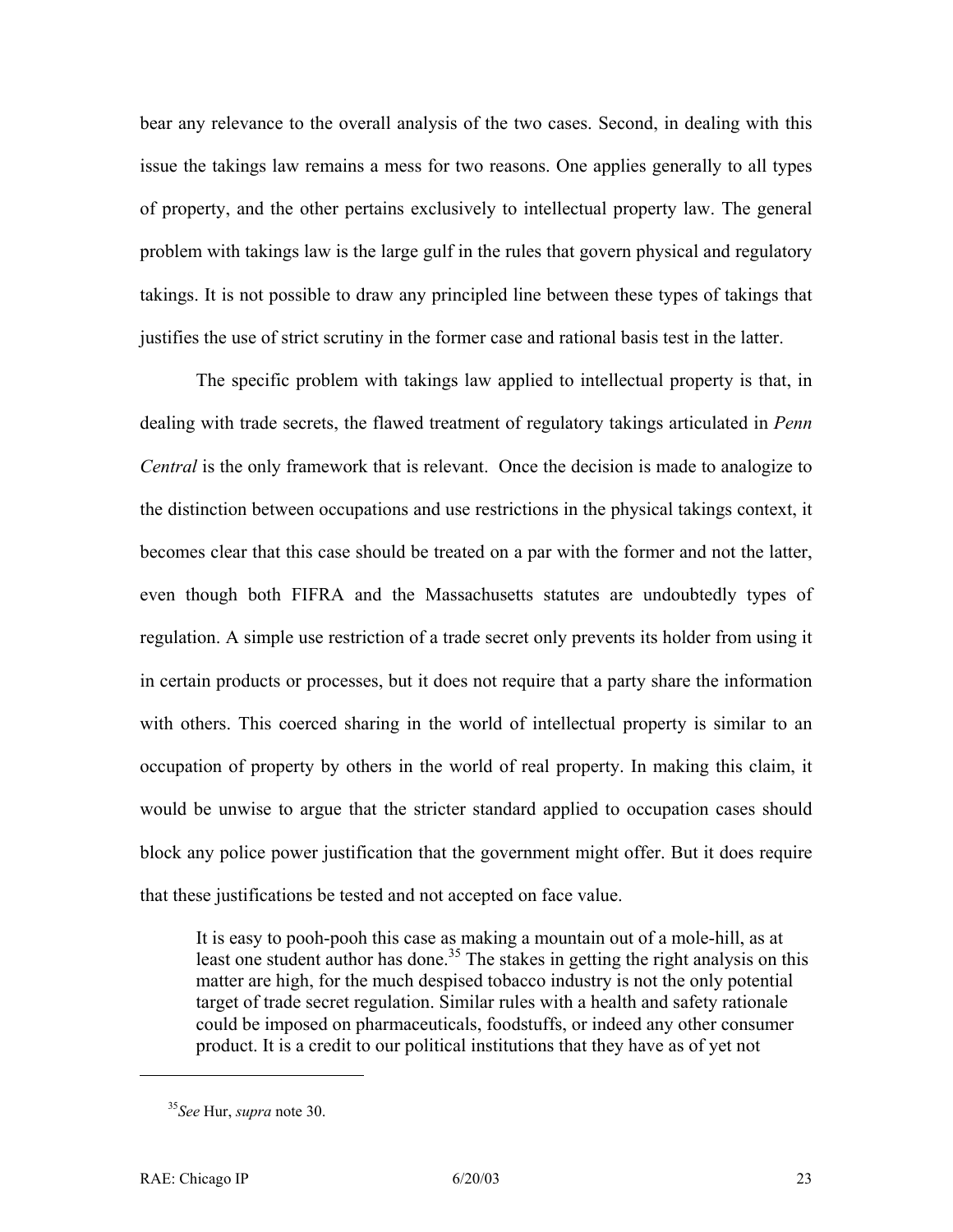bear any relevance to the overall analysis of the two cases. Second, in dealing with this issue the takings law remains a mess for two reasons. One applies generally to all types of property, and the other pertains exclusively to intellectual property law. The general problem with takings law is the large gulf in the rules that govern physical and regulatory takings. It is not possible to draw any principled line between these types of takings that justifies the use of strict scrutiny in the former case and rational basis test in the latter.

The specific problem with takings law applied to intellectual property is that, in dealing with trade secrets, the flawed treatment of regulatory takings articulated in *Penn Central* is the only framework that is relevant. Once the decision is made to analogize to the distinction between occupations and use restrictions in the physical takings context, it becomes clear that this case should be treated on a par with the former and not the latter, even though both FIFRA and the Massachusetts statutes are undoubtedly types of regulation. A simple use restriction of a trade secret only prevents its holder from using it in certain products or processes, but it does not require that a party share the information with others. This coerced sharing in the world of intellectual property is similar to an occupation of property by others in the world of real property. In making this claim, it would be unwise to argue that the stricter standard applied to occupation cases should block any police power justification that the government might offer. But it does require that these justifications be tested and not accepted on face value.

> It is easy to pooh-pooh this case as making a mountain out of a mole-hill, as at least one student author has done.[35] The stakes in getting the right analysis on this matter are high, for the much despised tobacco industry is not the only potential target of trade secret regulation. Similar rules with a health and safety rationale could be imposed on pharmaceuticals, foodstuffs, or indeed any other consumer product. It is a credit to our political institutions that they have as of yet not

---

[35] *See* Hur, *supra* note 30.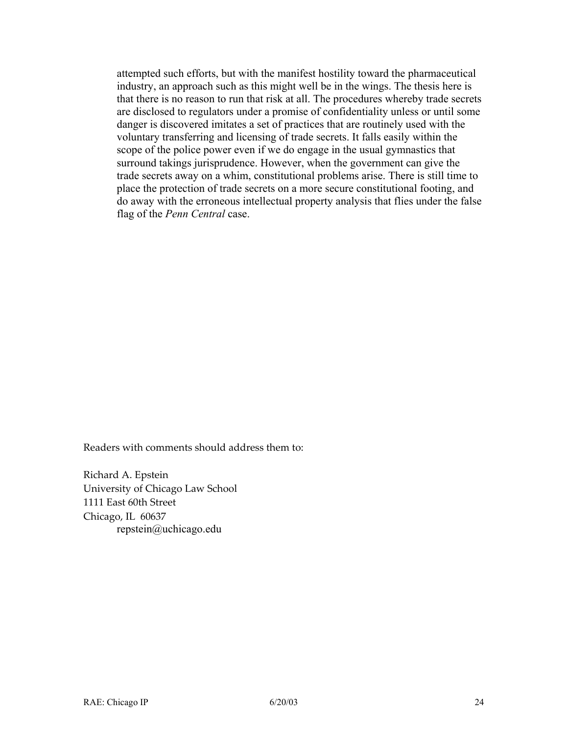attempted such efforts, but with the manifest hostility toward the pharmaceutical industry, an approach such as this might well be in the wings. The thesis here is that there is no reason to run that risk at all. The procedures whereby trade secrets are disclosed to regulators under a promise of confidentiality unless or until some danger is discovered imitates a set of practices that are routinely used with the voluntary transferring and licensing of trade secrets. It falls easily within the scope of the police power even if we do engage in the usual gymnastics that surround takings jurisprudence. However, when the government can give the trade secrets away on a whim, constitutional problems arise. There is still time to place the protection of trade secrets on a more secure constitutional footing, and do away with the erroneous intellectual property analysis that flies under the false flag of the *Penn Central* case.

Readers with comments should address them to:

Richard A. Epstein
University of Chicago Law School
1111 East 60th Street
Chicago, IL 60637
repstein@uchicago.edu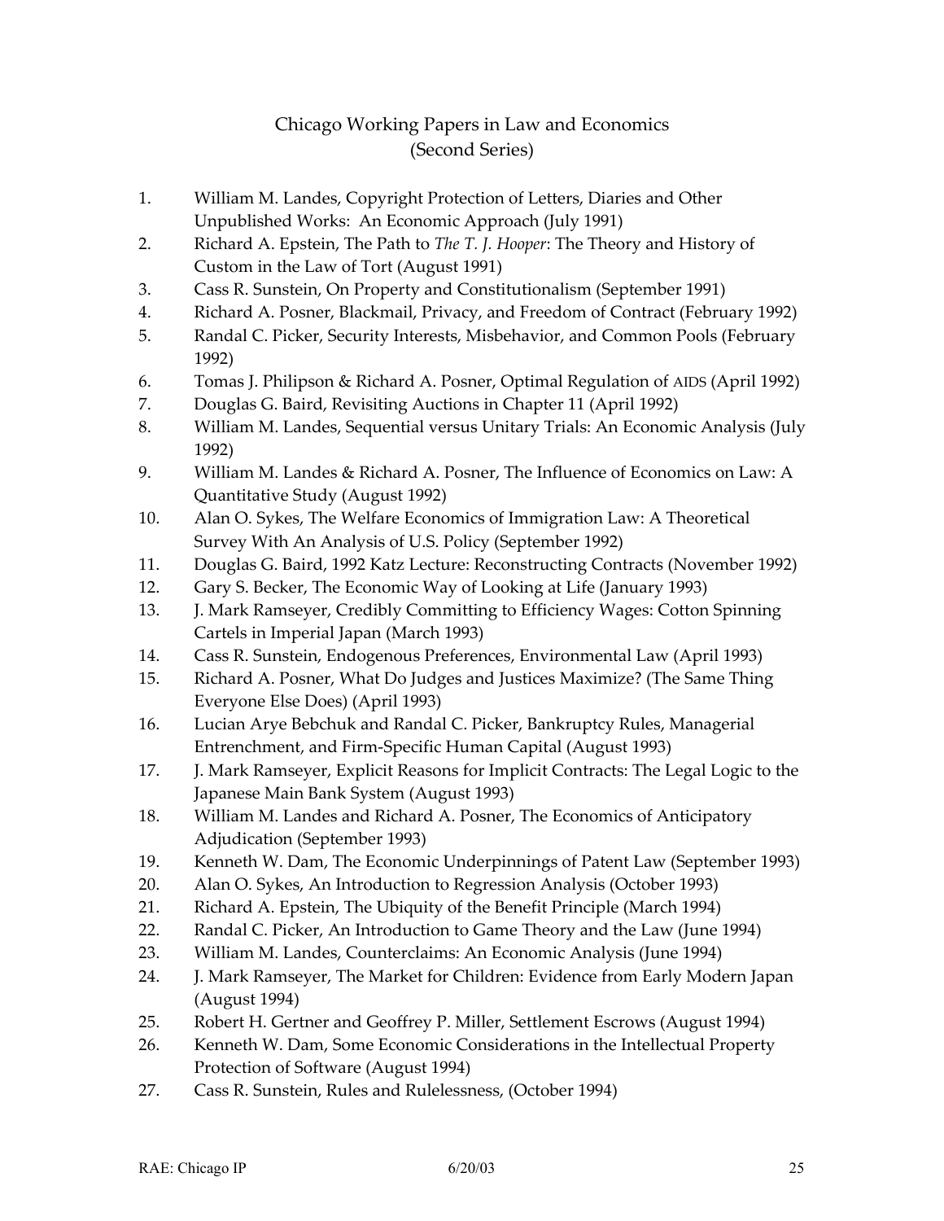# Chicago Working Papers in Law and Economics (Second Series)

1. William M. Landes, Copyright Protection of Letters, Diaries and Other Unpublished Works: An Economic Approach (July 1991)
2. Richard A. Epstein, The Path to *The T. J. Hooper*: The Theory and History of Custom in the Law of Tort (August 1991)
3. Cass R. Sunstein, On Property and Constitutionalism (September 1991)
4. Richard A. Posner, Blackmail, Privacy, and Freedom of Contract (February 1992)
5. Randal C. Picker, Security Interests, Misbehavior, and Common Pools (February 1992)
6. Tomas J. Philipson & Richard A. Posner, Optimal Regulation of AIDS (April 1992)
7. Douglas G. Baird, Revisiting Auctions in Chapter 11 (April 1992)
8. William M. Landes, Sequential versus Unitary Trials: An Economic Analysis (July 1992)
9. William M. Landes & Richard A. Posner, The Influence of Economics on Law: A Quantitative Study (August 1992)
10. Alan O. Sykes, The Welfare Economics of Immigration Law: A Theoretical Survey With An Analysis of U.S. Policy (September 1992)
11. Douglas G. Baird, 1992 Katz Lecture: Reconstructing Contracts (November 1992)
12. Gary S. Becker, The Economic Way of Looking at Life (January 1993)
13. J. Mark Ramseyer, Credibly Committing to Efficiency Wages: Cotton Spinning Cartels in Imperial Japan (March 1993)
14. Cass R. Sunstein, Endogenous Preferences, Environmental Law (April 1993)
15. Richard A. Posner, What Do Judges and Justices Maximize? (The Same Thing Everyone Else Does) (April 1993)
16. Lucian Arye Bebchuk and Randal C. Picker, Bankruptcy Rules, Managerial Entrenchment, and Firm-Specific Human Capital (August 1993)
17. J. Mark Ramseyer, Explicit Reasons for Implicit Contracts: The Legal Logic to the Japanese Main Bank System (August 1993)
18. William M. Landes and Richard A. Posner, The Economics of Anticipatory Adjudication (September 1993)
19. Kenneth W. Dam, The Economic Underpinnings of Patent Law (September 1993)
20. Alan O. Sykes, An Introduction to Regression Analysis (October 1993)
21. Richard A. Epstein, The Ubiquity of the Benefit Principle (March 1994)
22. Randal C. Picker, An Introduction to Game Theory and the Law (June 1994)
23. William M. Landes, Counterclaims: An Economic Analysis (June 1994)
24. J. Mark Ramseyer, The Market for Children: Evidence from Early Modern Japan (August 1994)
25. Robert H. Gertner and Geoffrey P. Miller, Settlement Escrows (August 1994)
26. Kenneth W. Dam, Some Economic Considerations in the Intellectual Property Protection of Software (August 1994)
27. Cass R. Sunstein, Rules and Rulelessness, (October 1994)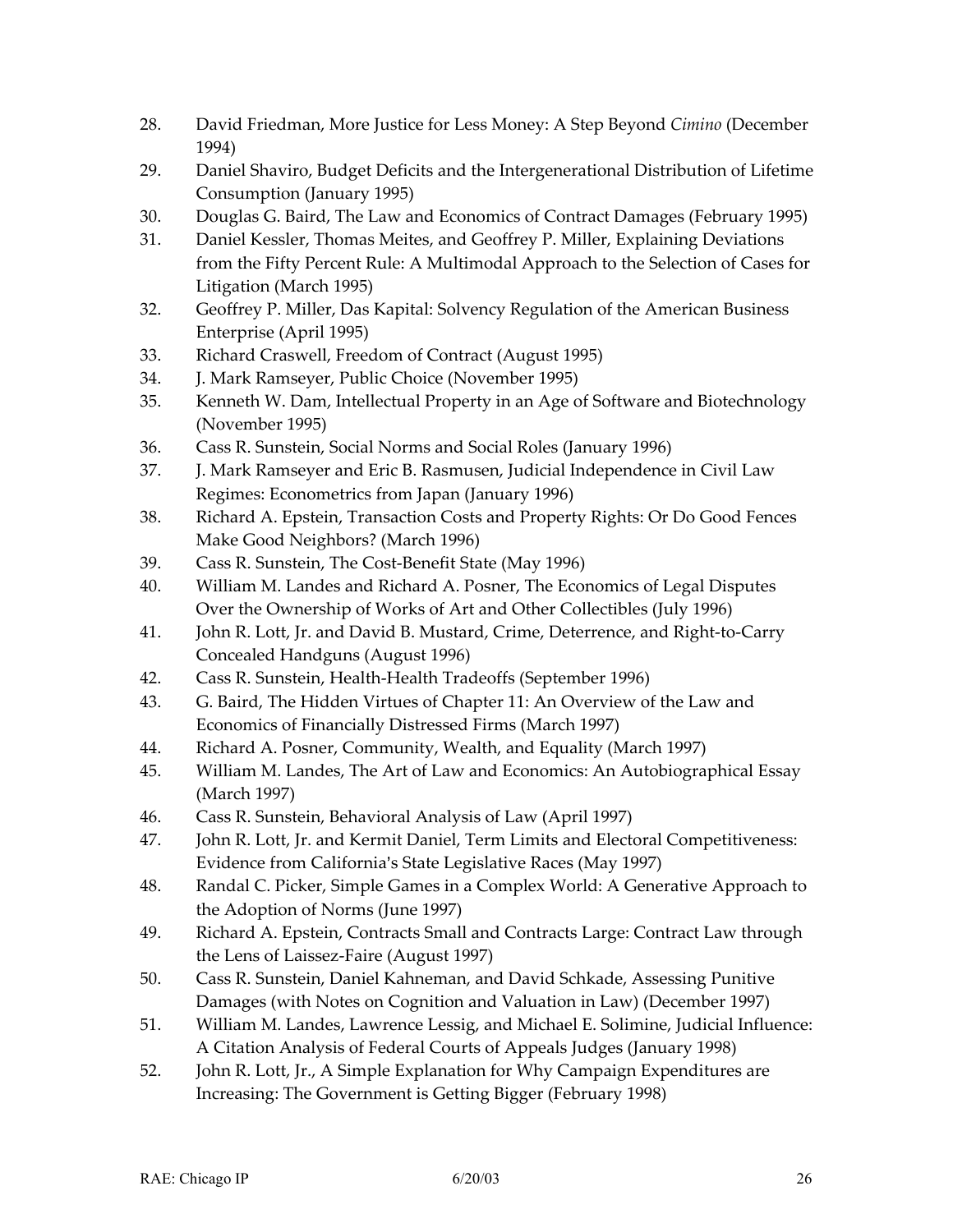28. David Friedman, More Justice for Less Money: A Step Beyond *Cimino* (December 1994)
29. Daniel Shaviro, Budget Deficits and the Intergenerational Distribution of Lifetime Consumption (January 1995)
30. Douglas G. Baird, The Law and Economics of Contract Damages (February 1995)
31. Daniel Kessler, Thomas Meites, and Geoffrey P. Miller, Explaining Deviations from the Fifty Percent Rule: A Multimodal Approach to the Selection of Cases for Litigation (March 1995)
32. Geoffrey P. Miller, Das Kapital: Solvency Regulation of the American Business Enterprise (April 1995)
33. Richard Craswell, Freedom of Contract (August 1995)
34. J. Mark Ramseyer, Public Choice (November 1995)
35. Kenneth W. Dam, Intellectual Property in an Age of Software and Biotechnology (November 1995)
36. Cass R. Sunstein, Social Norms and Social Roles (January 1996)
37. J. Mark Ramseyer and Eric B. Rasmusen, Judicial Independence in Civil Law Regimes: Econometrics from Japan (January 1996)
38. Richard A. Epstein, Transaction Costs and Property Rights: Or Do Good Fences Make Good Neighbors? (March 1996)
39. Cass R. Sunstein, The Cost-Benefit State (May 1996)
40. William M. Landes and Richard A. Posner, The Economics of Legal Disputes Over the Ownership of Works of Art and Other Collectibles (July 1996)
41. John R. Lott, Jr. and David B. Mustard, Crime, Deterrence, and Right-to-Carry Concealed Handguns (August 1996)
42. Cass R. Sunstein, Health-Health Tradeoffs (September 1996)
43. G. Baird, The Hidden Virtues of Chapter 11: An Overview of the Law and Economics of Financially Distressed Firms (March 1997)
44. Richard A. Posner, Community, Wealth, and Equality (March 1997)
45. William M. Landes, The Art of Law and Economics: An Autobiographical Essay (March 1997)
46. Cass R. Sunstein, Behavioral Analysis of Law (April 1997)
47. John R. Lott, Jr. and Kermit Daniel, Term Limits and Electoral Competitiveness: Evidence from California's State Legislative Races (May 1997)
48. Randal C. Picker, Simple Games in a Complex World: A Generative Approach to the Adoption of Norms (June 1997)
49. Richard A. Epstein, Contracts Small and Contracts Large: Contract Law through the Lens of Laissez-Faire (August 1997)
50. Cass R. Sunstein, Daniel Kahneman, and David Schkade, Assessing Punitive Damages (with Notes on Cognition and Valuation in Law) (December 1997)
51. William M. Landes, Lawrence Lessig, and Michael E. Solimine, Judicial Influence: A Citation Analysis of Federal Courts of Appeals Judges (January 1998)
52. John R. Lott, Jr., A Simple Explanation for Why Campaign Expenditures are Increasing: The Government is Getting Bigger (February 1998)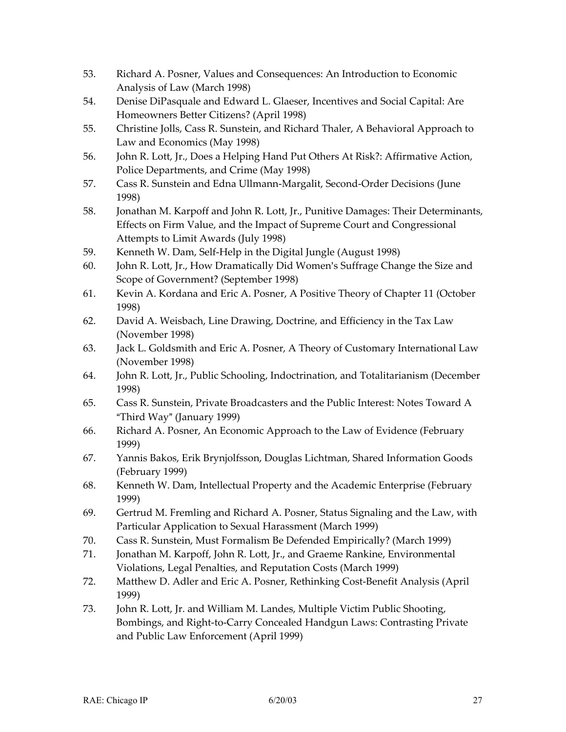53. Richard A. Posner, Values and Consequences: An Introduction to Economic Analysis of Law (March 1998)
54. Denise DiPasquale and Edward L. Glaeser, Incentives and Social Capital: Are Homeowners Better Citizens? (April 1998)
55. Christine Jolls, Cass R. Sunstein, and Richard Thaler, A Behavioral Approach to Law and Economics (May 1998)
56. John R. Lott, Jr., Does a Helping Hand Put Others At Risk?: Affirmative Action, Police Departments, and Crime (May 1998)
57. Cass R. Sunstein and Edna Ullmann-Margalit, Second-Order Decisions (June 1998)
58. Jonathan M. Karpoff and John R. Lott, Jr., Punitive Damages: Their Determinants, Effects on Firm Value, and the Impact of Supreme Court and Congressional Attempts to Limit Awards (July 1998)
59. Kenneth W. Dam, Self-Help in the Digital Jungle (August 1998)
60. John R. Lott, Jr., How Dramatically Did Women's Suffrage Change the Size and Scope of Government? (September 1998)
61. Kevin A. Kordana and Eric A. Posner, A Positive Theory of Chapter 11 (October 1998)
62. David A. Weisbach, Line Drawing, Doctrine, and Efficiency in the Tax Law (November 1998)
63. Jack L. Goldsmith and Eric A. Posner, A Theory of Customary International Law (November 1998)
64. John R. Lott, Jr., Public Schooling, Indoctrination, and Totalitarianism (December 1998)
65. Cass R. Sunstein, Private Broadcasters and the Public Interest: Notes Toward A "Third Way" (January 1999)
66. Richard A. Posner, An Economic Approach to the Law of Evidence (February 1999)
67. Yannis Bakos, Erik Brynjolfsson, Douglas Lichtman, Shared Information Goods (February 1999)
68. Kenneth W. Dam, Intellectual Property and the Academic Enterprise (February 1999)
69. Gertrud M. Fremling and Richard A. Posner, Status Signaling and the Law, with Particular Application to Sexual Harassment (March 1999)
70. Cass R. Sunstein, Must Formalism Be Defended Empirically? (March 1999)
71. Jonathan M. Karpoff, John R. Lott, Jr., and Graeme Rankine, Environmental Violations, Legal Penalties, and Reputation Costs (March 1999)
72. Matthew D. Adler and Eric A. Posner, Rethinking Cost-Benefit Analysis (April 1999)
73. John R. Lott, Jr. and William M. Landes, Multiple Victim Public Shooting, Bombings, and Right-to-Carry Concealed Handgun Laws: Contrasting Private and Public Law Enforcement (April 1999)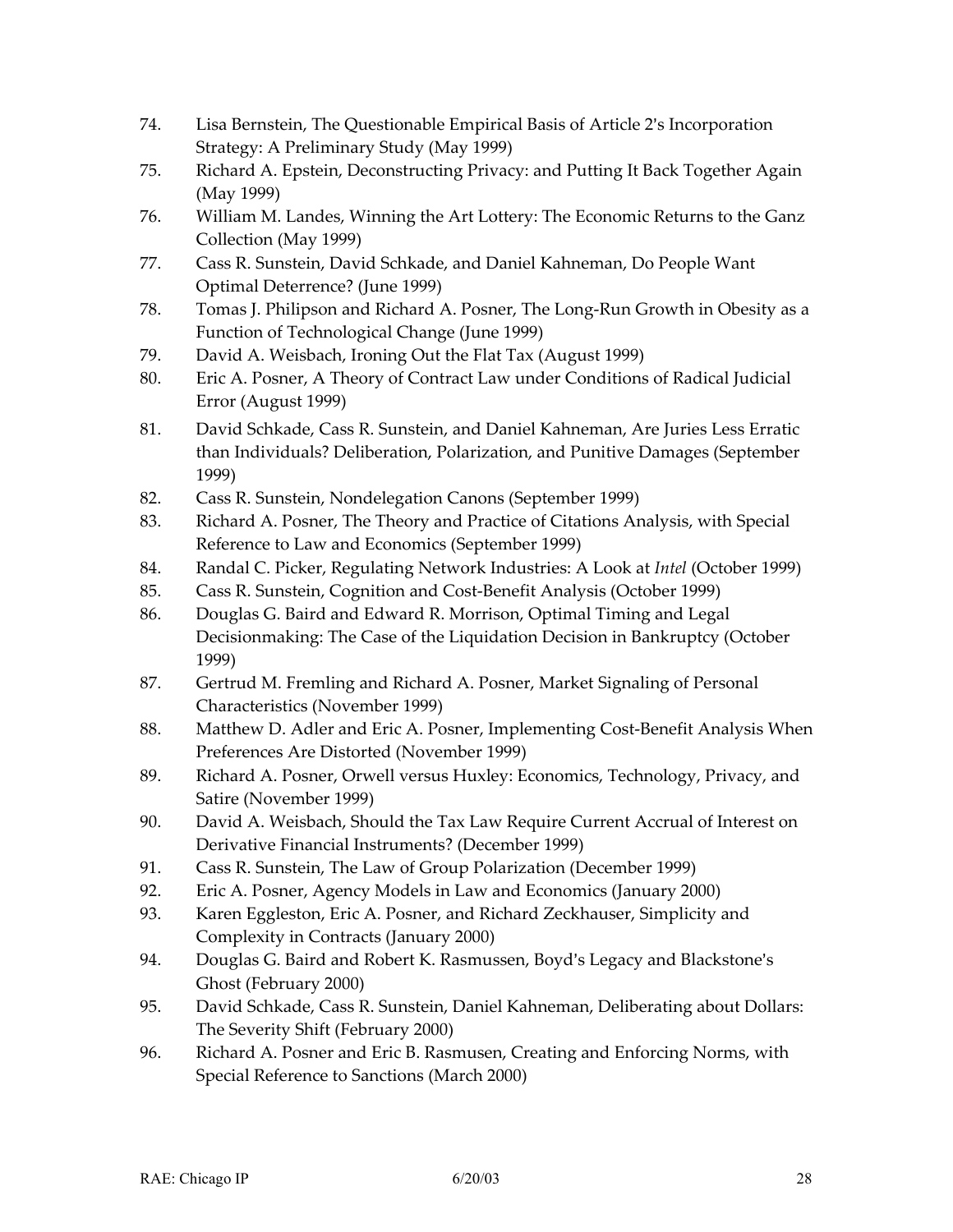74. Lisa Bernstein, The Questionable Empirical Basis of Article 2's Incorporation Strategy: A Preliminary Study (May 1999)
75. Richard A. Epstein, Deconstructing Privacy: and Putting It Back Together Again (May 1999)
76. William M. Landes, Winning the Art Lottery: The Economic Returns to the Ganz Collection (May 1999)
77. Cass R. Sunstein, David Schkade, and Daniel Kahneman, Do People Want Optimal Deterrence? (June 1999)
78. Tomas J. Philipson and Richard A. Posner, The Long-Run Growth in Obesity as a Function of Technological Change (June 1999)
79. David A. Weisbach, Ironing Out the Flat Tax (August 1999)
80. Eric A. Posner, A Theory of Contract Law under Conditions of Radical Judicial Error (August 1999)
81. David Schkade, Cass R. Sunstein, and Daniel Kahneman, Are Juries Less Erratic than Individuals? Deliberation, Polarization, and Punitive Damages (September 1999)
82. Cass R. Sunstein, Nondelegation Canons (September 1999)
83. Richard A. Posner, The Theory and Practice of Citations Analysis, with Special Reference to Law and Economics (September 1999)
84. Randal C. Picker, Regulating Network Industries: A Look at *Intel* (October 1999)
85. Cass R. Sunstein, Cognition and Cost-Benefit Analysis (October 1999)
86. Douglas G. Baird and Edward R. Morrison, Optimal Timing and Legal Decisionmaking: The Case of the Liquidation Decision in Bankruptcy (October 1999)
87. Gertrud M. Fremling and Richard A. Posner, Market Signaling of Personal Characteristics (November 1999)
88. Matthew D. Adler and Eric A. Posner, Implementing Cost-Benefit Analysis When Preferences Are Distorted (November 1999)
89. Richard A. Posner, Orwell versus Huxley: Economics, Technology, Privacy, and Satire (November 1999)
90. David A. Weisbach, Should the Tax Law Require Current Accrual of Interest on Derivative Financial Instruments? (December 1999)
91. Cass R. Sunstein, The Law of Group Polarization (December 1999)
92. Eric A. Posner, Agency Models in Law and Economics (January 2000)
93. Karen Eggleston, Eric A. Posner, and Richard Zeckhauser, Simplicity and Complexity in Contracts (January 2000)
94. Douglas G. Baird and Robert K. Rasmussen, Boyd's Legacy and Blackstone's Ghost (February 2000)
95. David Schkade, Cass R. Sunstein, Daniel Kahneman, Deliberating about Dollars: The Severity Shift (February 2000)
96. Richard A. Posner and Eric B. Rasmusen, Creating and Enforcing Norms, with Special Reference to Sanctions (March 2000)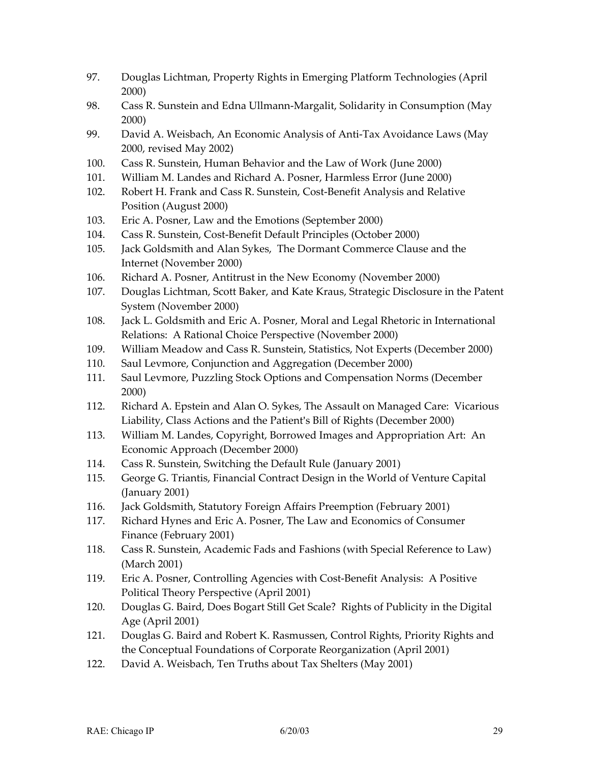97. Douglas Lichtman, Property Rights in Emerging Platform Technologies (April 2000)
98. Cass R. Sunstein and Edna Ullmann-Margalit, Solidarity in Consumption (May 2000)
99. David A. Weisbach, An Economic Analysis of Anti-Tax Avoidance Laws (May 2000, revised May 2002)
100. Cass R. Sunstein, Human Behavior and the Law of Work (June 2000)
101. William M. Landes and Richard A. Posner, Harmless Error (June 2000)
102. Robert H. Frank and Cass R. Sunstein, Cost-Benefit Analysis and Relative Position (August 2000)
103. Eric A. Posner, Law and the Emotions (September 2000)
104. Cass R. Sunstein, Cost-Benefit Default Principles (October 2000)
105. Jack Goldsmith and Alan Sykes, The Dormant Commerce Clause and the Internet (November 2000)
106. Richard A. Posner, Antitrust in the New Economy (November 2000)
107. Douglas Lichtman, Scott Baker, and Kate Kraus, Strategic Disclosure in the Patent System (November 2000)
108. Jack L. Goldsmith and Eric A. Posner, Moral and Legal Rhetoric in International Relations: A Rational Choice Perspective (November 2000)
109. William Meadow and Cass R. Sunstein, Statistics, Not Experts (December 2000)
110. Saul Levmore, Conjunction and Aggregation (December 2000)
111. Saul Levmore, Puzzling Stock Options and Compensation Norms (December 2000)
112. Richard A. Epstein and Alan O. Sykes, The Assault on Managed Care: Vicarious Liability, Class Actions and the Patient's Bill of Rights (December 2000)
113. William M. Landes, Copyright, Borrowed Images and Appropriation Art: An Economic Approach (December 2000)
114. Cass R. Sunstein, Switching the Default Rule (January 2001)
115. George G. Triantis, Financial Contract Design in the World of Venture Capital (January 2001)
116. Jack Goldsmith, Statutory Foreign Affairs Preemption (February 2001)
117. Richard Hynes and Eric A. Posner, The Law and Economics of Consumer Finance (February 2001)
118. Cass R. Sunstein, Academic Fads and Fashions (with Special Reference to Law) (March 2001)
119. Eric A. Posner, Controlling Agencies with Cost-Benefit Analysis: A Positive Political Theory Perspective (April 2001)
120. Douglas G. Baird, Does Bogart Still Get Scale? Rights of Publicity in the Digital Age (April 2001)
121. Douglas G. Baird and Robert K. Rasmussen, Control Rights, Priority Rights and the Conceptual Foundations of Corporate Reorganization (April 2001)
122. David A. Weisbach, Ten Truths about Tax Shelters (May 2001)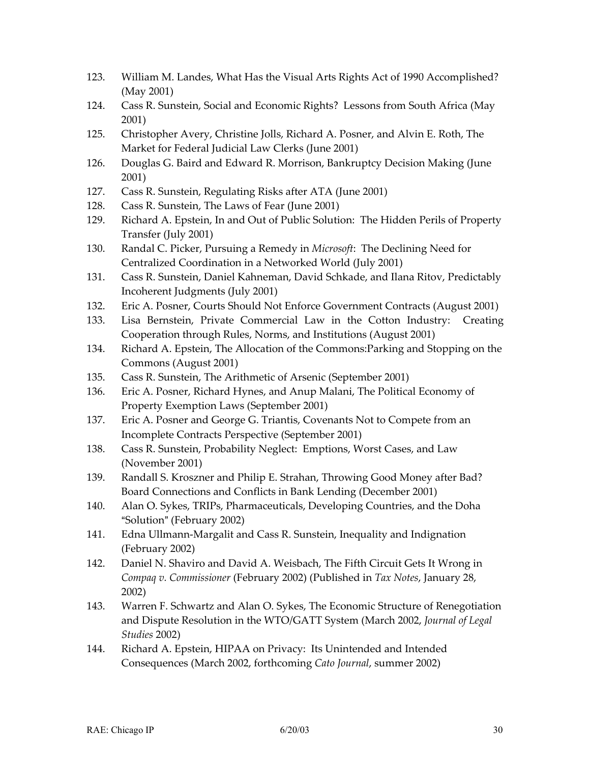123. William M. Landes, What Has the Visual Arts Rights Act of 1990 Accomplished? (May 2001)
124. Cass R. Sunstein, Social and Economic Rights? Lessons from South Africa (May 2001)
125. Christopher Avery, Christine Jolls, Richard A. Posner, and Alvin E. Roth, The Market for Federal Judicial Law Clerks (June 2001)
126. Douglas G. Baird and Edward R. Morrison, Bankruptcy Decision Making (June 2001)
127. Cass R. Sunstein, Regulating Risks after ATA (June 2001)
128. Cass R. Sunstein, The Laws of Fear (June 2001)
129. Richard A. Epstein, In and Out of Public Solution: The Hidden Perils of Property Transfer (July 2001)
130. Randal C. Picker, Pursuing a Remedy in *Microsoft*: The Declining Need for Centralized Coordination in a Networked World (July 2001)
131. Cass R. Sunstein, Daniel Kahneman, David Schkade, and Ilana Ritov, Predictably Incoherent Judgments (July 2001)
132. Eric A. Posner, Courts Should Not Enforce Government Contracts (August 2001)
133. Lisa Bernstein, Private Commercial Law in the Cotton Industry: Creating Cooperation through Rules, Norms, and Institutions (August 2001)
134. Richard A. Epstein, The Allocation of the Commons:Parking and Stopping on the Commons (August 2001)
135. Cass R. Sunstein, The Arithmetic of Arsenic (September 2001)
136. Eric A. Posner, Richard Hynes, and Anup Malani, The Political Economy of Property Exemption Laws (September 2001)
137. Eric A. Posner and George G. Triantis, Covenants Not to Compete from an Incomplete Contracts Perspective (September 2001)
138. Cass R. Sunstein, Probability Neglect: Emptions, Worst Cases, and Law (November 2001)
139. Randall S. Kroszner and Philip E. Strahan, Throwing Good Money after Bad? Board Connections and Conflicts in Bank Lending (December 2001)
140. Alan O. Sykes, TRIPs, Pharmaceuticals, Developing Countries, and the Doha "Solution" (February 2002)
141. Edna Ullmann-Margalit and Cass R. Sunstein, Inequality and Indignation (February 2002)
142. Daniel N. Shaviro and David A. Weisbach, The Fifth Circuit Gets It Wrong in *Compaq v. Commissioner* (February 2002) (Published in *Tax Notes*, January 28, 2002)
143. Warren F. Schwartz and Alan O. Sykes, The Economic Structure of Renegotiation and Dispute Resolution in the WTO/GATT System (March 2002, *Journal of Legal Studies* 2002)
144. Richard A. Epstein, HIPAA on Privacy: Its Unintended and Intended Consequences (March 2002, forthcoming *Cato Journal*, summer 2002)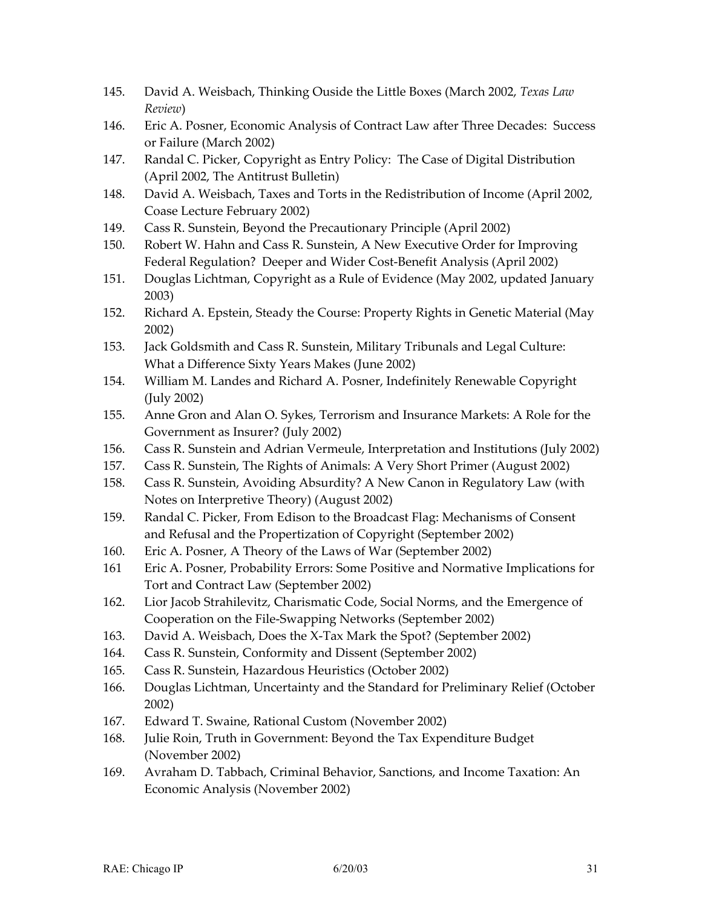145. David A. Weisbach, Thinking Ouside the Little Boxes (March 2002, *Texas Law Review*)
146. Eric A. Posner, Economic Analysis of Contract Law after Three Decades: Success or Failure (March 2002)
147. Randal C. Picker, Copyright as Entry Policy: The Case of Digital Distribution (April 2002, The Antitrust Bulletin)
148. David A. Weisbach, Taxes and Torts in the Redistribution of Income (April 2002, Coase Lecture February 2002)
149. Cass R. Sunstein, Beyond the Precautionary Principle (April 2002)
150. Robert W. Hahn and Cass R. Sunstein, A New Executive Order for Improving Federal Regulation? Deeper and Wider Cost-Benefit Analysis (April 2002)
151. Douglas Lichtman, Copyright as a Rule of Evidence (May 2002, updated January 2003)
152. Richard A. Epstein, Steady the Course: Property Rights in Genetic Material (May 2002)
153. Jack Goldsmith and Cass R. Sunstein, Military Tribunals and Legal Culture: What a Difference Sixty Years Makes (June 2002)
154. William M. Landes and Richard A. Posner, Indefinitely Renewable Copyright (July 2002)
155. Anne Gron and Alan O. Sykes, Terrorism and Insurance Markets: A Role for the Government as Insurer? (July 2002)
156. Cass R. Sunstein and Adrian Vermeule, Interpretation and Institutions (July 2002)
157. Cass R. Sunstein, The Rights of Animals: A Very Short Primer (August 2002)
158. Cass R. Sunstein, Avoiding Absurdity? A New Canon in Regulatory Law (with Notes on Interpretive Theory) (August 2002)
159. Randal C. Picker, From Edison to the Broadcast Flag: Mechanisms of Consent and Refusal and the Propertization of Copyright (September 2002)
160. Eric A. Posner, A Theory of the Laws of War (September 2002)
161 Eric A. Posner, Probability Errors: Some Positive and Normative Implications for Tort and Contract Law (September 2002)
162. Lior Jacob Strahilevitz, Charismatic Code, Social Norms, and the Emergence of Cooperation on the File-Swapping Networks (September 2002)
163. David A. Weisbach, Does the X-Tax Mark the Spot? (September 2002)
164. Cass R. Sunstein, Conformity and Dissent (September 2002)
165. Cass R. Sunstein, Hazardous Heuristics (October 2002)
166. Douglas Lichtman, Uncertainty and the Standard for Preliminary Relief (October 2002)
167. Edward T. Swaine, Rational Custom (November 2002)
168. Julie Roin, Truth in Government: Beyond the Tax Expenditure Budget (November 2002)
169. Avraham D. Tabbach, Criminal Behavior, Sanctions, and Income Taxation: An Economic Analysis (November 2002)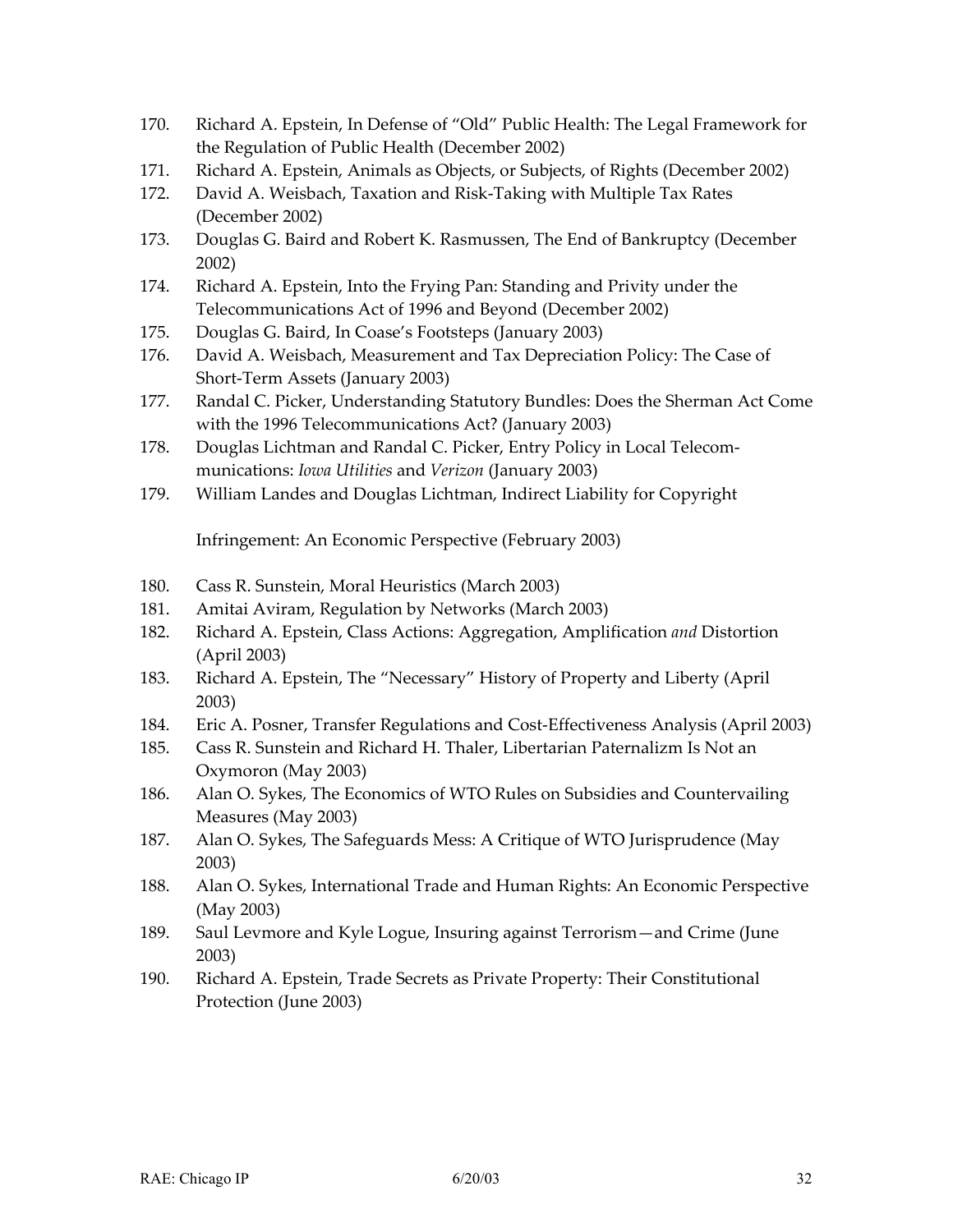170. Richard A. Epstein, In Defense of “Old” Public Health: The Legal Framework for the Regulation of Public Health (December 2002)
171. Richard A. Epstein, Animals as Objects, or Subjects, of Rights (December 2002)
172. David A. Weisbach, Taxation and Risk-Taking with Multiple Tax Rates (December 2002)
173. Douglas G. Baird and Robert K. Rasmussen, The End of Bankruptcy (December 2002)
174. Richard A. Epstein, Into the Frying Pan: Standing and Privity under the Telecommunications Act of 1996 and Beyond (December 2002)
175. Douglas G. Baird, In Coase’s Footsteps (January 2003)
176. David A. Weisbach, Measurement and Tax Depreciation Policy: The Case of Short-Term Assets (January 2003)
177. Randal C. Picker, Understanding Statutory Bundles: Does the Sherman Act Come with the 1996 Telecommunications Act? (January 2003)
178. Douglas Lichtman and Randal C. Picker, Entry Policy in Local Telecommunications: *Iowa Utilities* and *Verizon* (January 2003)
179. William Landes and Douglas Lichtman, Indirect Liability for Copyright Infringement: An Economic Perspective (February 2003)
180. Cass R. Sunstein, Moral Heuristics (March 2003)
181. Amitai Aviram, Regulation by Networks (March 2003)
182. Richard A. Epstein, Class Actions: Aggregation, Amplification *and* Distortion (April 2003)
183. Richard A. Epstein, The “Necessary” History of Property and Liberty (April 2003)
184. Eric A. Posner, Transfer Regulations and Cost-Effectiveness Analysis (April 2003)
185. Cass R. Sunstein and Richard H. Thaler, Libertarian Paternalizm Is Not an Oxymoron (May 2003)
186. Alan O. Sykes, The Economics of WTO Rules on Subsidies and Countervailing Measures (May 2003)
187. Alan O. Sykes, The Safeguards Mess: A Critique of WTO Jurisprudence (May 2003)
188. Alan O. Sykes, International Trade and Human Rights: An Economic Perspective (May 2003)
189. Saul Levmore and Kyle Logue, Insuring against Terrorism—and Crime (June 2003)
190. Richard A. Epstein, Trade Secrets as Private Property: Their Constitutional Protection (June 2003)